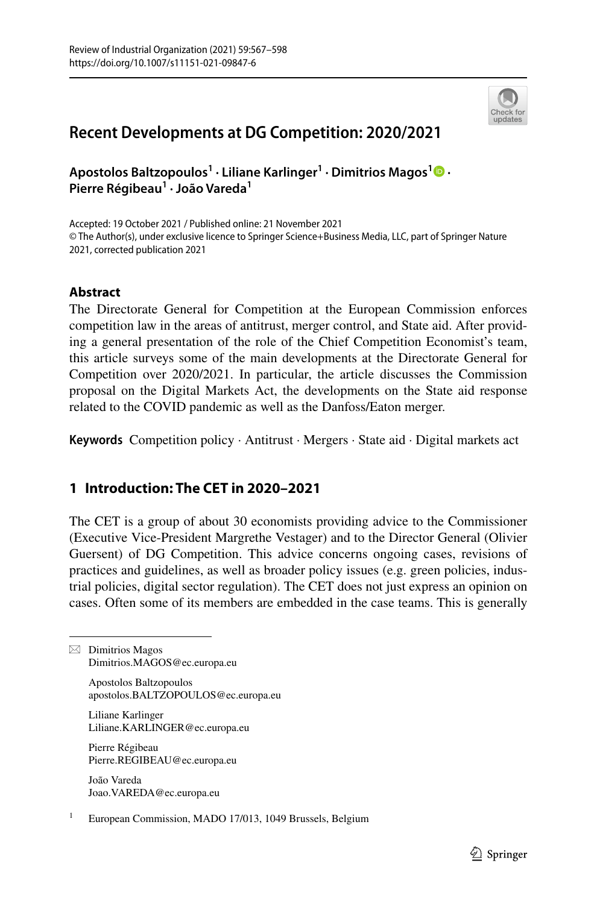# Recent Developments at DG Competition: 2020/2021

**Apostolos Baltzopoulos[1] · Liliane Karlinger[1] · Dimitrios Magos[1] · Pierre Régibeau[1] · João Vareda[1]**

Accepted: 19 October 2021 / Published online: 21 November 2021
© The Author(s), under exclusive licence to Springer Science+Business Media, LLC, part of Springer Nature 2021, corrected publication 2021

## Abstract

The Directorate General for Competition at the European Commission enforces competition law in the areas of antitrust, merger control, and State aid. After providing a general presentation of the role of the Chief Competition Economist's team, this article surveys some of the main developments at the Directorate General for Competition over 2020/2021. In particular, the article discusses the Commission proposal on the Digital Markets Act, the developments on the State aid response related to the COVID pandemic as well as the Danfoss/Eaton merger.

**Keywords** Competition policy · Antitrust · Mergers · State aid · Digital markets act

## 1 Introduction: The CET in 2020–2021

The CET is a group of about 30 economists providing advice to the Commissioner (Executive Vice-President Margrethe Vestager) and to the Director General (Olivier Guersent) of DG Competition. This advice concerns ongoing cases, revisions of practices and guidelines, as well as broader policy issues (e.g. green policies, industrial policies, digital sector regulation). The CET does not just express an opinion on cases. Often some of its members are embedded in the case teams. This is generally

---

✉ Dimitrios Magos
Dimitrios.MAGOS@ec.europa.eu

Apostolos Baltzopoulos
apostolos.BALTZOPOULOS@ec.europa.eu

Liliane Karlinger
Liliane.KARLINGER@ec.europa.eu

Pierre Régibeau
Pierre.REGIBEAU@ec.europa.eu

João Vareda
Joao.VAREDA@ec.europa.eu

[1] European Commission, MADO 17/013, 1049 Brussels, Belgium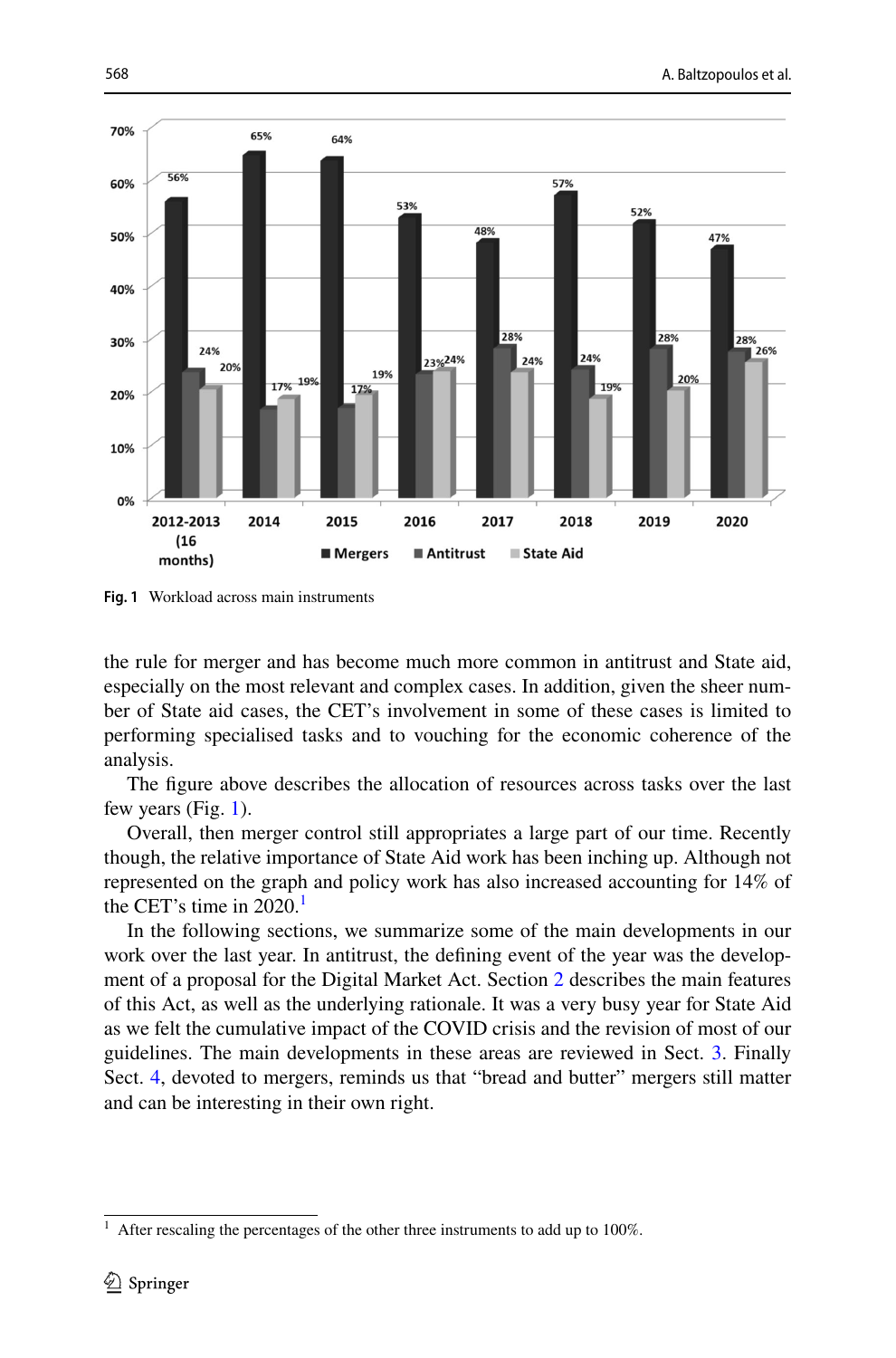Fig. 1 Workload across main instruments

the rule for merger and has become much more common in antitrust and State aid, especially on the most relevant and complex cases. In addition, given the sheer number of State aid cases, the CET's involvement in some of these cases is limited to performing specialised tasks and to vouching for the economic coherence of the analysis.

The figure above describes the allocation of resources across tasks over the last few years (Fig. 1).

Overall, then merger control still appropriates a large part of our time. Recently though, the relative importance of State Aid work has been inching up. Although not represented on the graph and policy work has also increased accounting for 14% of the CET's time in 2020.[1]

In the following sections, we summarize some of the main developments in our work over the last year. In antitrust, the defining event of the year was the development of a proposal for the Digital Market Act. Section 2 describes the main features of this Act, as well as the underlying rationale. It was a very busy year for State Aid as we felt the cumulative impact of the COVID crisis and the revision of most of our guidelines. The main developments in these areas are reviewed in Sect. 3. Finally Sect. 4, devoted to mergers, reminds us that "bread and butter" mergers still matter and can be interesting in their own right.

[1] After rescaling the percentages of the other three instruments to add up to 100%.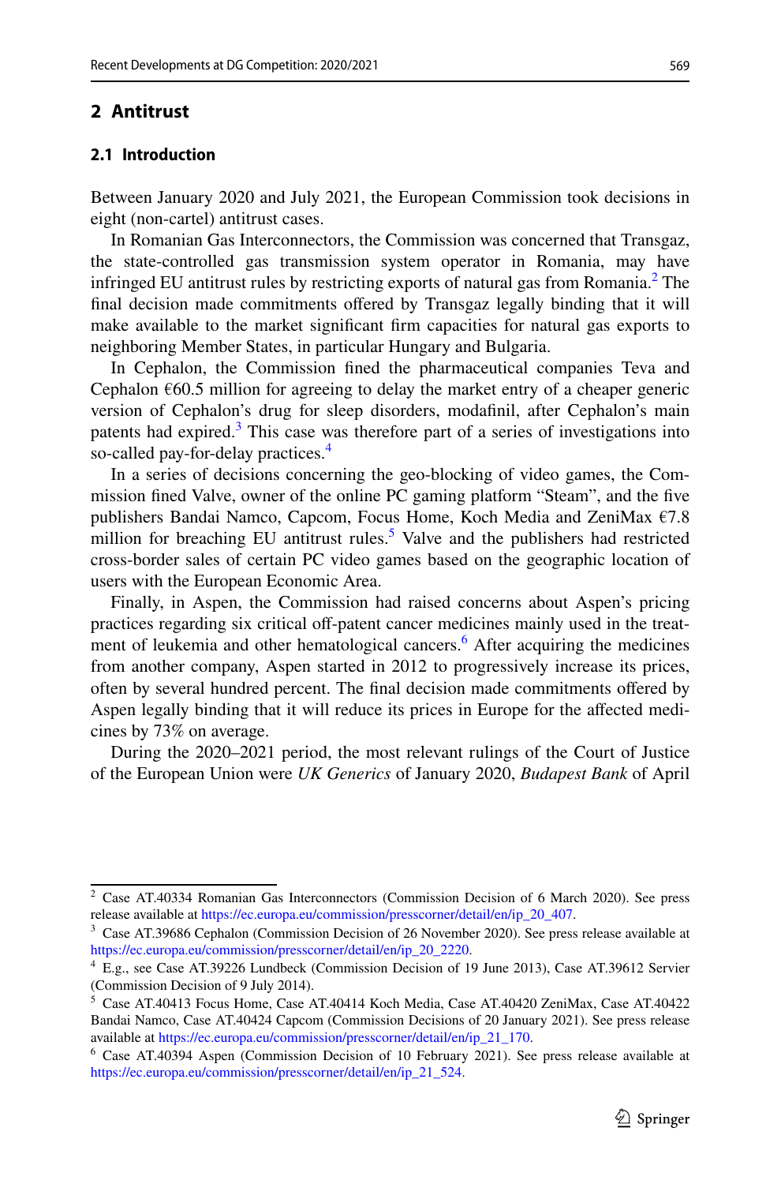## 2 Antitrust

### 2.1 Introduction

Between January 2020 and July 2021, the European Commission took decisions in eight (non-cartel) antitrust cases.

In Romanian Gas Interconnectors, the Commission was concerned that Transgaz, the state-controlled gas transmission system operator in Romania, may have infringed EU antitrust rules by restricting exports of natural gas from Romania.[2] The final decision made commitments offered by Transgaz legally binding that it will make available to the market significant firm capacities for natural gas exports to neighboring Member States, in particular Hungary and Bulgaria.

In Cephalon, the Commission fined the pharmaceutical companies Teva and Cephalon €60.5 million for agreeing to delay the market entry of a cheaper generic version of Cephalon's drug for sleep disorders, modafinil, after Cephalon's main patents had expired.[3] This case was therefore part of a series of investigations into so-called pay-for-delay practices.[4]

In a series of decisions concerning the geo-blocking of video games, the Commission fined Valve, owner of the online PC gaming platform "Steam", and the five publishers Bandai Namco, Capcom, Focus Home, Koch Media and ZeniMax €7.8 million for breaching EU antitrust rules.[5] Valve and the publishers had restricted cross-border sales of certain PC video games based on the geographic location of users with the European Economic Area.

Finally, in Aspen, the Commission had raised concerns about Aspen's pricing practices regarding six critical off-patent cancer medicines mainly used in the treatment of leukemia and other hematological cancers.[6] After acquiring the medicines from another company, Aspen started in 2012 to progressively increase its prices, often by several hundred percent. The final decision made commitments offered by Aspen legally binding that it will reduce its prices in Europe for the affected medicines by 73% on average.

During the 2020–2021 period, the most relevant rulings of the Court of Justice of the European Union were *UK Generics* of January 2020, *Budapest Bank* of April

---

[2] Case AT.40334 Romanian Gas Interconnectors (Commission Decision of 6 March 2020). See press release available at https://ec.europa.eu/commission/presscorner/detail/en/ip_20_407.

[3] Case AT.39686 Cephalon (Commission Decision of 26 November 2020). See press release available at https://ec.europa.eu/commission/presscorner/detail/en/ip_20_2220.

[4] E.g., see Case AT.39226 Lundbeck (Commission Decision of 19 June 2013), Case AT.39612 Servier (Commission Decision of 9 July 2014).

[5] Case AT.40413 Focus Home, Case AT.40414 Koch Media, Case AT.40420 ZeniMax, Case AT.40422 Bandai Namco, Case AT.40424 Capcom (Commission Decisions of 20 January 2021). See press release available at https://ec.europa.eu/commission/presscorner/detail/en/ip_21_170.

[6] Case AT.40394 Aspen (Commission Decision of 10 February 2021). See press release available at https://ec.europa.eu/commission/presscorner/detail/en/ip_21_524.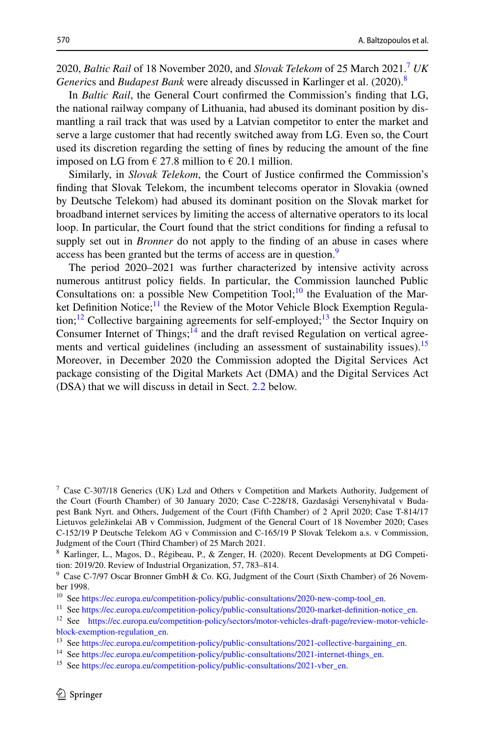2020, *Baltic Rail* of 18 November 2020, and *Slovak Telekom* of 25 March 2021.[7] *UK Generics* and *Budapest Bank* were already discussed in Karlinger et al. (2020).[8]

In *Baltic Rail*, the General Court confirmed the Commission's finding that LG, the national railway company of Lithuania, had abused its dominant position by dismantling a rail track that was used by a Latvian competitor to enter the market and serve a large customer that had recently switched away from LG. Even so, the Court used its discretion regarding the setting of fines by reducing the amount of the fine imposed on LG from € 27.8 million to € 20.1 million.

Similarly, in *Slovak Telekom*, the Court of Justice confirmed the Commission's finding that Slovak Telekom, the incumbent telecoms operator in Slovakia (owned by Deutsche Telekom) had abused its dominant position on the Slovak market for broadband internet services by limiting the access of alternative operators to its local loop. In particular, the Court found that the strict conditions for finding a refusal to supply set out in *Bronner* do not apply to the finding of an abuse in cases where access has been granted but the terms of access are in question.[9]

The period 2020–2021 was further characterized by intensive activity across numerous antitrust policy fields. In particular, the Commission launched Public Consultations on: a possible New Competition Tool;[10] the Evaluation of the Market Definition Notice;[11] the Review of the Motor Vehicle Block Exemption Regulation;[12] Collective bargaining agreements for self-employed;[13] the Sector Inquiry on Consumer Internet of Things;[14] and the draft revised Regulation on vertical agreements and vertical guidelines (including an assessment of sustainability issues).[15] Moreover, in December 2020 the Commission adopted the Digital Services Act package consisting of the Digital Markets Act (DMA) and the Digital Services Act (DSA) that we will discuss in detail in Sect. 2.2 below.

---

[7] Case C-307/18 Generics (UK) Lzd and Others v Competition and Markets Authority, Judgement of the Court (Fourth Chamber) of 30 January 2020; Case C-228/18, Gazdasági Versenyhivatal v Budapest Bank Nyrt. and Others, Judgement of the Court (Fifth Chamber) of 2 April 2020; Case T-814/17 Lietuvos geležinkelai AB v Commission, Judgment of the General Court of 18 November 2020; Cases C-152/19 P Deutsche Telekom AG v Commission and C-165/19 P Slovak Telekom a.s. v Commission, Judgment of the Court (Third Chamber) of 25 March 2021.

[8] Karlinger, L., Magos, D., Régibeau, P., & Zenger, H. (2020). Recent Developments at DG Competition: 2019/20. Review of Industrial Organization, 57, 783–814.

[9] Case C-7/97 Oscar Bronner GmbH & Co. KG, Judgment of the Court (Sixth Chamber) of 26 November 1998.

[10] See https://ec.europa.eu/competition-policy/public-consultations/2020-new-comp-tool_en.

[11] See https://ec.europa.eu/competition-policy/public-consultations/2020-market-definition-notice_en.

[12] See https://ec.europa.eu/competition-policy/sectors/motor-vehicles-draft-page/review-motor-vehicle-block-exemption-regulation_en.

[13] See https://ec.europa.eu/competition-policy/public-consultations/2021-collective-bargaining_en.

[14] See https://ec.europa.eu/competition-policy/public-consultations/2021-internet-things_en.

[15] See https://ec.europa.eu/competition-policy/public-consultations/2021-vber_en.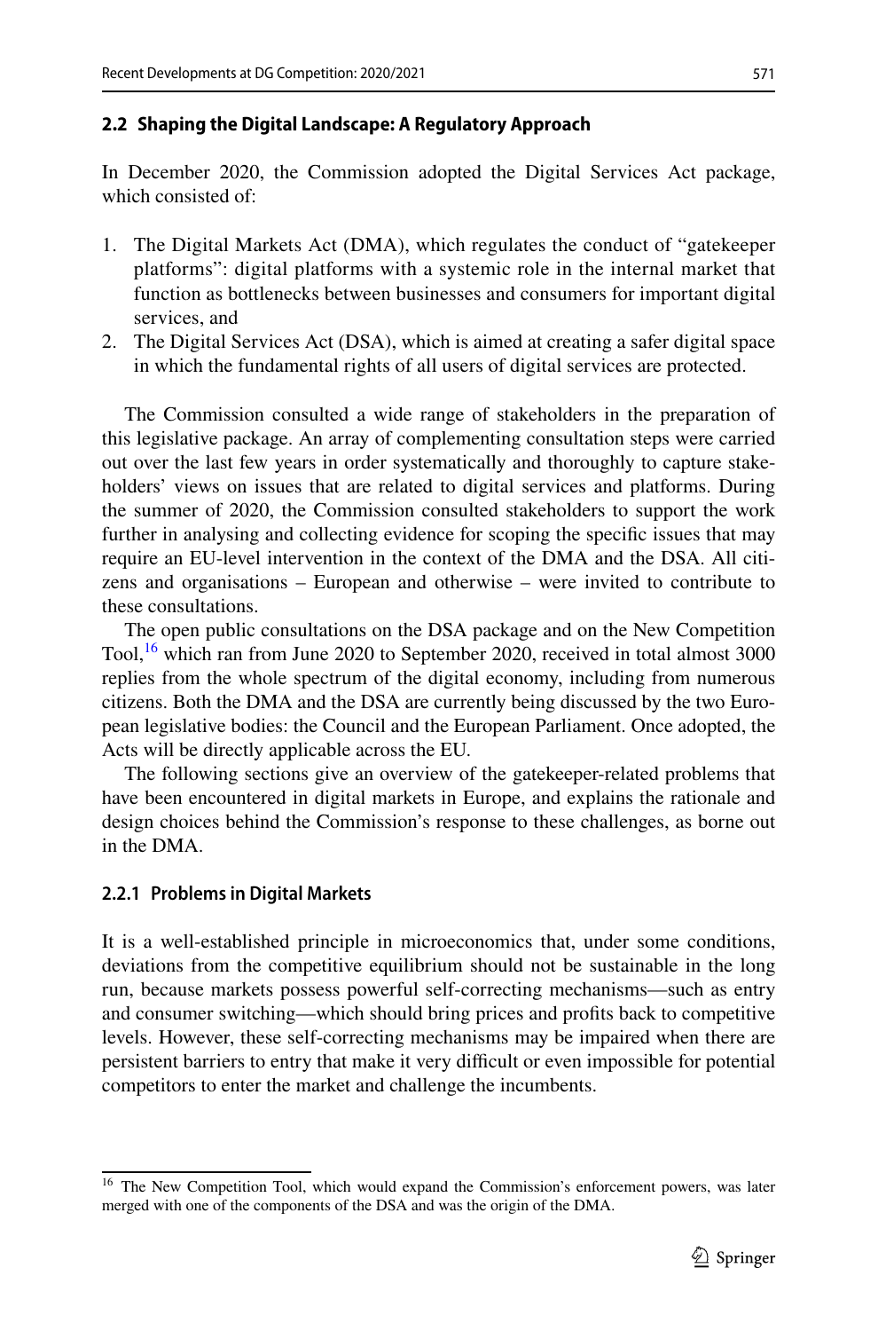### 2.2 Shaping the Digital Landscape: A Regulatory Approach

In December 2020, the Commission adopted the Digital Services Act package, which consisted of:

1. The Digital Markets Act (DMA), which regulates the conduct of "gatekeeper platforms": digital platforms with a systemic role in the internal market that function as bottlenecks between businesses and consumers for important digital services, and
2. The Digital Services Act (DSA), which is aimed at creating a safer digital space in which the fundamental rights of all users of digital services are protected.

The Commission consulted a wide range of stakeholders in the preparation of this legislative package. An array of complementing consultation steps were carried out over the last few years in order systematically and thoroughly to capture stakeholders' views on issues that are related to digital services and platforms. During the summer of 2020, the Commission consulted stakeholders to support the work further in analysing and collecting evidence for scoping the specific issues that may require an EU-level intervention in the context of the DMA and the DSA. All citizens and organisations – European and otherwise – were invited to contribute to these consultations.

The open public consultations on the DSA package and on the New Competition Tool,[16] which ran from June 2020 to September 2020, received in total almost 3000 replies from the whole spectrum of the digital economy, including from numerous citizens. Both the DMA and the DSA are currently being discussed by the two European legislative bodies: the Council and the European Parliament. Once adopted, the Acts will be directly applicable across the EU.

The following sections give an overview of the gatekeeper-related problems that have been encountered in digital markets in Europe, and explains the rationale and design choices behind the Commission's response to these challenges, as borne out in the DMA.

#### 2.2.1 Problems in Digital Markets

It is a well-established principle in microeconomics that, under some conditions, deviations from the competitive equilibrium should not be sustainable in the long run, because markets possess powerful self-correcting mechanisms—such as entry and consumer switching—which should bring prices and profits back to competitive levels. However, these self-correcting mechanisms may be impaired when there are persistent barriers to entry that make it very difficult or even impossible for potential competitors to enter the market and challenge the incumbents.

---

[16] The New Competition Tool, which would expand the Commission's enforcement powers, was later merged with one of the components of the DSA and was the origin of the DMA.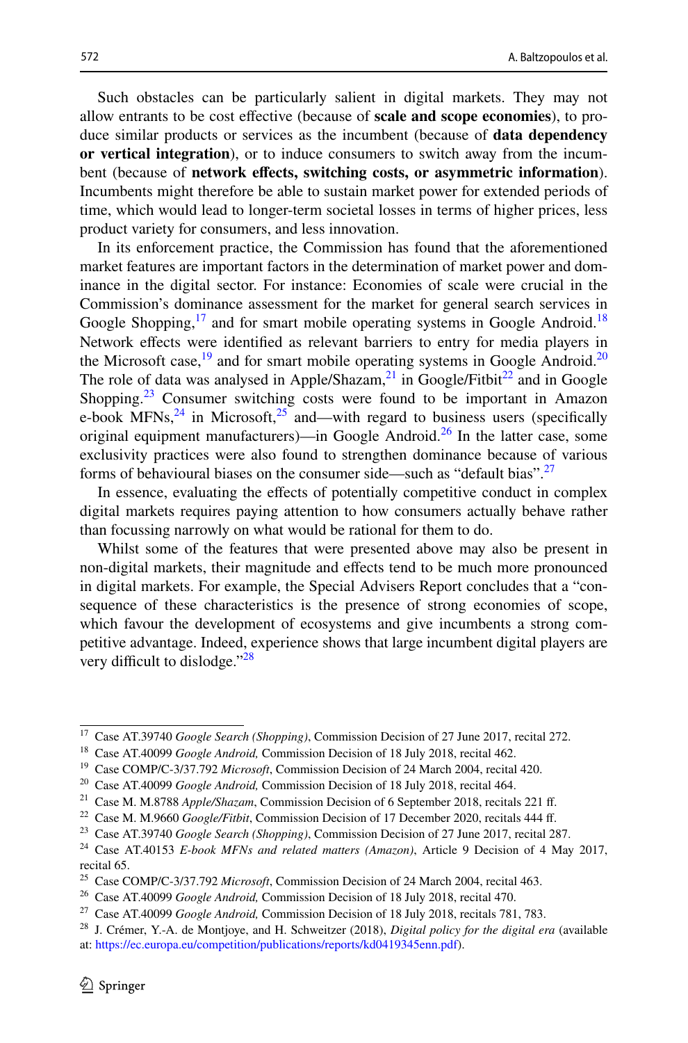Such obstacles can be particularly salient in digital markets. They may not allow entrants to be cost effective (because of **scale and scope economies**), to produce similar products or services as the incumbent (because of **data dependency or vertical integration**), or to induce consumers to switch away from the incumbent (because of **network effects, switching costs, or asymmetric information**). Incumbents might therefore be able to sustain market power for extended periods of time, which would lead to longer-term societal losses in terms of higher prices, less product variety for consumers, and less innovation.

In its enforcement practice, the Commission has found that the aforementioned market features are important factors in the determination of market power and dominance in the digital sector. For instance: Economies of scale were crucial in the Commission's dominance assessment for the market for general search services in Google Shopping,[17] and for smart mobile operating systems in Google Android.[18] Network effects were identified as relevant barriers to entry for media players in the Microsoft case,[19] and for smart mobile operating systems in Google Android.[20] The role of data was analysed in Apple/Shazam,[21] in Google/Fitbit[22] and in Google Shopping.[23] Consumer switching costs were found to be important in Amazon e-book MFNs,[24] in Microsoft,[25] and—with regard to business users (specifically original equipment manufacturers)—in Google Android.[26] In the latter case, some exclusivity practices were also found to strengthen dominance because of various forms of behavioural biases on the consumer side—such as "default bias".[27]

In essence, evaluating the effects of potentially competitive conduct in complex digital markets requires paying attention to how consumers actually behave rather than focussing narrowly on what would be rational for them to do.

Whilst some of the features that were presented above may also be present in non-digital markets, their magnitude and effects tend to be much more pronounced in digital markets. For example, the Special Advisers Report concludes that a "consequence of these characteristics is the presence of strong economies of scope, which favour the development of ecosystems and give incumbents a strong competitive advantage. Indeed, experience shows that large incumbent digital players are very difficult to dislodge."[28]

---

[17] Case AT.39740 *Google Search (Shopping)*, Commission Decision of 27 June 2017, recital 272.

[18] Case AT.40099 *Google Android,* Commission Decision of 18 July 2018, recital 462.

[19] Case COMP/C-3/37.792 *Microsoft*, Commission Decision of 24 March 2004, recital 420.

[20] Case AT.40099 *Google Android,* Commission Decision of 18 July 2018, recital 464.

[21] Case M. M.8788 *Apple/Shazam*, Commission Decision of 6 September 2018, recitals 221 ff.

[22] Case M. M.9660 *Google/Fitbit*, Commission Decision of 17 December 2020, recitals 444 ff.

[23] Case AT.39740 *Google Search (Shopping)*, Commission Decision of 27 June 2017, recital 287.

[24] Case AT.40153 *E-book MFNs and related matters (Amazon)*, Article 9 Decision of 4 May 2017, recital 65.

[25] Case COMP/C-3/37.792 *Microsoft*, Commission Decision of 24 March 2004, recital 463.

[26] Case AT.40099 *Google Android,* Commission Decision of 18 July 2018, recital 470.

[27] Case AT.40099 *Google Android,* Commission Decision of 18 July 2018, recitals 781, 783.

[28] J. Crémer, Y.-A. de Montjoye, and H. Schweitzer (2018), *Digital policy for the digital era* (available at: https://ec.europa.eu/competition/publications/reports/kd0419345enn.pdf).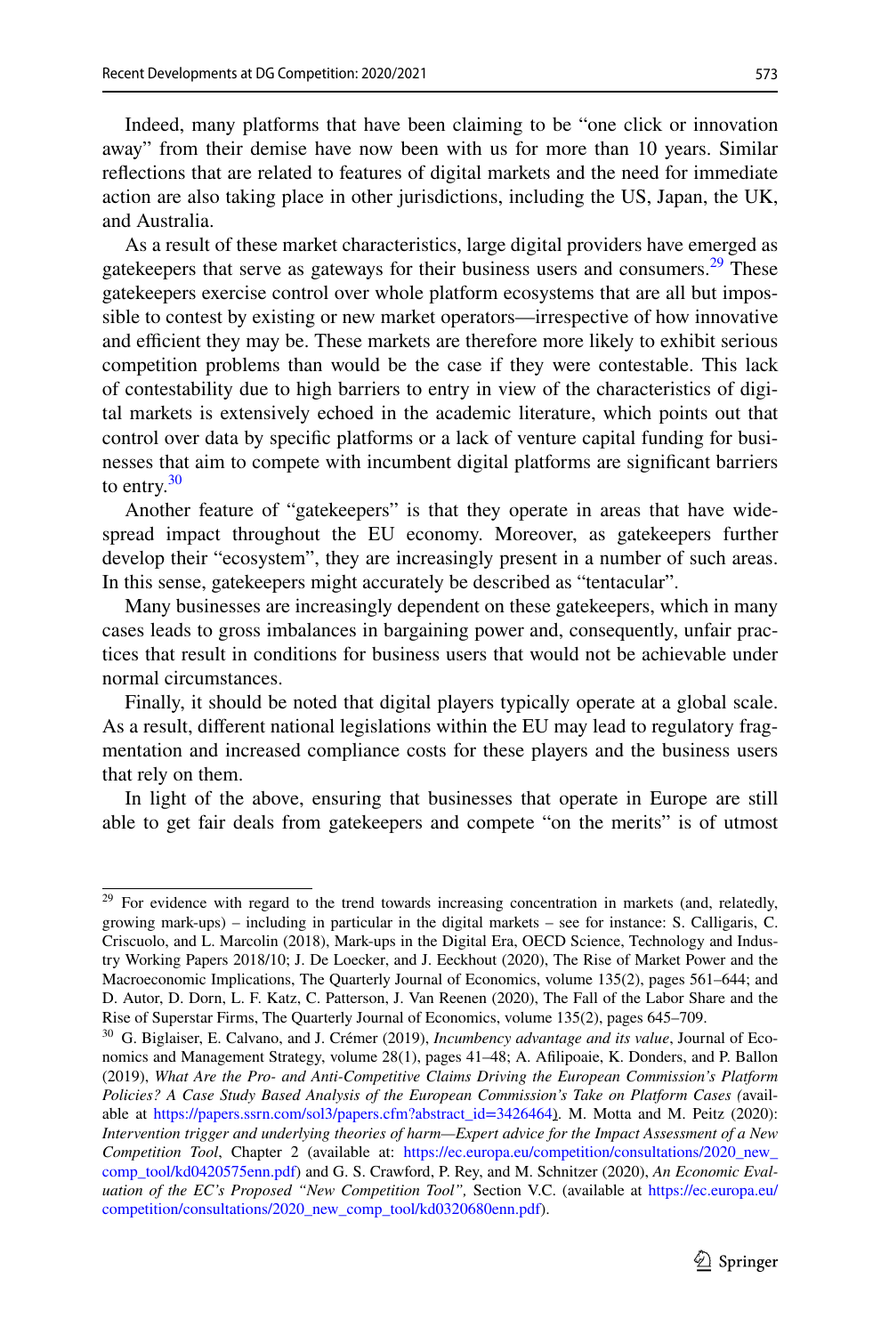Indeed, many platforms that have been claiming to be "one click or innovation away" from their demise have now been with us for more than 10 years. Similar reflections that are related to features of digital markets and the need for immediate action are also taking place in other jurisdictions, including the US, Japan, the UK, and Australia.

As a result of these market characteristics, large digital providers have emerged as gatekeepers that serve as gateways for their business users and consumers.[29] These gatekeepers exercise control over whole platform ecosystems that are all but impossible to contest by existing or new market operators—irrespective of how innovative and efficient they may be. These markets are therefore more likely to exhibit serious competition problems than would be the case if they were contestable. This lack of contestability due to high barriers to entry in view of the characteristics of digital markets is extensively echoed in the academic literature, which points out that control over data by specific platforms or a lack of venture capital funding for businesses that aim to compete with incumbent digital platforms are significant barriers to entry.[30]

Another feature of "gatekeepers" is that they operate in areas that have widespread impact throughout the EU economy. Moreover, as gatekeepers further develop their "ecosystem", they are increasingly present in a number of such areas. In this sense, gatekeepers might accurately be described as "tentacular".

Many businesses are increasingly dependent on these gatekeepers, which in many cases leads to gross imbalances in bargaining power and, consequently, unfair practices that result in conditions for business users that would not be achievable under normal circumstances.

Finally, it should be noted that digital players typically operate at a global scale. As a result, different national legislations within the EU may lead to regulatory fragmentation and increased compliance costs for these players and the business users that rely on them.

In light of the above, ensuring that businesses that operate in Europe are still able to get fair deals from gatekeepers and compete "on the merits" is of utmost

---

[29] For evidence with regard to the trend towards increasing concentration in markets (and, relatedly, growing mark-ups) – including in particular in the digital markets – see for instance: S. Calligaris, C. Criscuolo, and L. Marcolin (2018), Mark-ups in the Digital Era, OECD Science, Technology and Industry Working Papers 2018/10; J. De Loecker, and J. Eeckhout (2020), The Rise of Market Power and the Macroeconomic Implications, The Quarterly Journal of Economics, volume 135(2), pages 561–644; and D. Autor, D. Dorn, L. F. Katz, C. Patterson, J. Van Reenen (2020), The Fall of the Labor Share and the Rise of Superstar Firms, The Quarterly Journal of Economics, volume 135(2), pages 645–709.

[30] G. Biglaiser, E. Calvano, and J. Crémer (2019), *Incumbency advantage and its value*, Journal of Economics and Management Strategy, volume 28(1), pages 41–48; A. Afilipoaie, K. Donders, and P. Ballon (2019), *What Are the Pro- and Anti-Competitive Claims Driving the European Commission's Platform Policies? A Case Study Based Analysis of the European Commission's Take on Platform Cases* (available at https://papers.ssrn.com/sol3/papers.cfm?abstract_id=3426464). M. Motta and M. Peitz (2020): *Intervention trigger and underlying theories of harm—Expert advice for the Impact Assessment of a New Competition Tool*, Chapter 2 (available at: https://ec.europa.eu/competition/consultations/2020_new_comp_tool/kd0420575enn.pdf) and G. S. Crawford, P. Rey, and M. Schnitzer (2020), *An Economic Evaluation of the EC's Proposed "New Competition Tool",* Section V.C. (available at https://ec.europa.eu/competition/consultations/2020_new_comp_tool/kd0320680enn.pdf).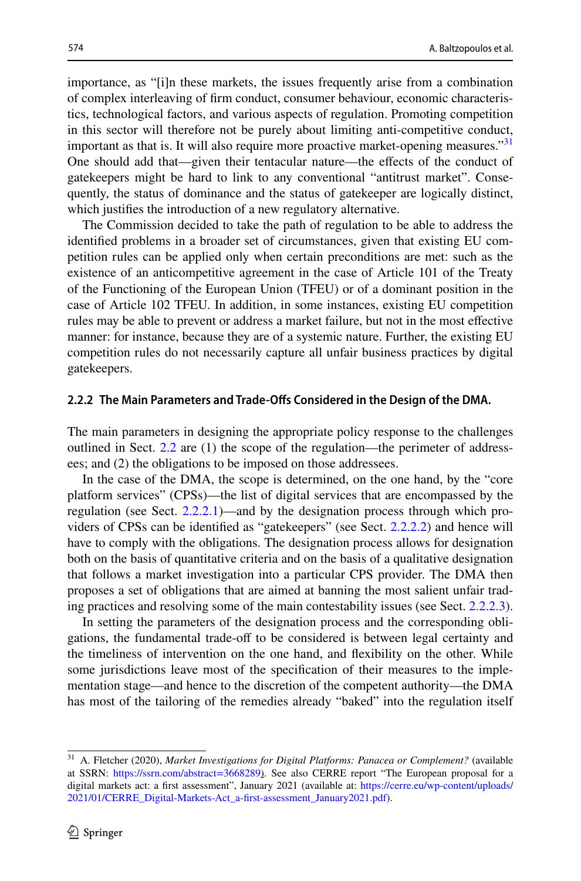importance, as "[i]n these markets, the issues frequently arise from a combination of complex interleaving of firm conduct, consumer behaviour, economic characteristics, technological factors, and various aspects of regulation. Promoting competition in this sector will therefore not be purely about limiting anti-competitive conduct, important as that is. It will also require more proactive market-opening measures."[31] One should add that—given their tentacular nature—the effects of the conduct of gatekeepers might be hard to link to any conventional "antitrust market". Consequently, the status of dominance and the status of gatekeeper are logically distinct, which justifies the introduction of a new regulatory alternative.

The Commission decided to take the path of regulation to be able to address the identified problems in a broader set of circumstances, given that existing EU competition rules can be applied only when certain preconditions are met: such as the existence of an anticompetitive agreement in the case of Article 101 of the Treaty of the Functioning of the European Union (TFEU) or of a dominant position in the case of Article 102 TFEU. In addition, in some instances, existing EU competition rules may be able to prevent or address a market failure, but not in the most effective manner: for instance, because they are of a systemic nature. Further, the existing EU competition rules do not necessarily capture all unfair business practices by digital gatekeepers.

#### 2.2.2 The Main Parameters and Trade-Offs Considered in the Design of the DMA.

The main parameters in designing the appropriate policy response to the challenges outlined in Sect. 2.2 are (1) the scope of the regulation—the perimeter of addressees; and (2) the obligations to be imposed on those addressees.

In the case of the DMA, the scope is determined, on the one hand, by the "core platform services" (CPSs)—the list of digital services that are encompassed by the regulation (see Sect. 2.2.2.1)—and by the designation process through which providers of CPSs can be identified as "gatekeepers" (see Sect. 2.2.2.2) and hence will have to comply with the obligations. The designation process allows for designation both on the basis of quantitative criteria and on the basis of a qualitative designation that follows a market investigation into a particular CPS provider. The DMA then proposes a set of obligations that are aimed at banning the most salient unfair trading practices and resolving some of the main contestability issues (see Sect. 2.2.2.3).

In setting the parameters of the designation process and the corresponding obligations, the fundamental trade-off to be considered is between legal certainty and the timeliness of intervention on the one hand, and flexibility on the other. While some jurisdictions leave most of the specification of their measures to the implementation stage—and hence to the discretion of the competent authority—the DMA has most of the tailoring of the remedies already "baked" into the regulation itself

---

[31] A. Fletcher (2020), *Market Investigations for Digital Platforms: Panacea or Complement?* (available at SSRN: https://ssrn.com/abstract=3668289). See also CERRE report "The European proposal for a digital markets act: a first assessment", January 2021 (available at: https://cerre.eu/wp-content/uploads/2021/01/CERRE_Digital-Markets-Act_a-first-assessment_January2021.pdf).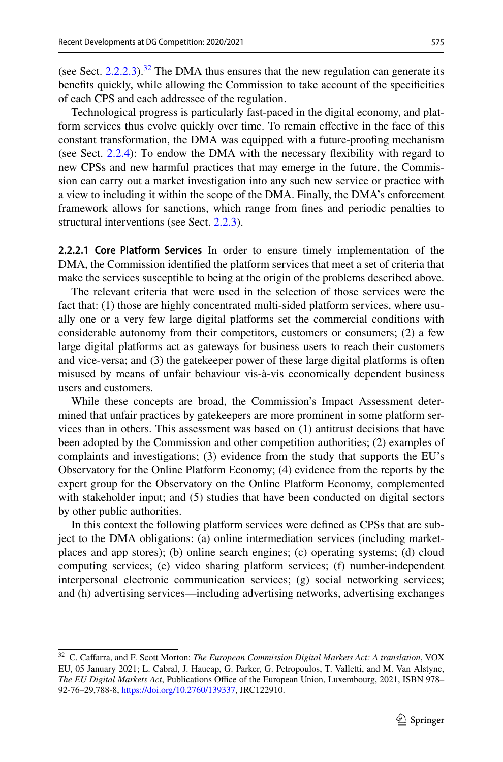(see Sect. 2.2.2.3).[32] The DMA thus ensures that the new regulation can generate its benefits quickly, while allowing the Commission to take account of the specificities of each CPS and each addressee of the regulation.

Technological progress is particularly fast-paced in the digital economy, and platform services thus evolve quickly over time. To remain effective in the face of this constant transformation, the DMA was equipped with a future-proofing mechanism (see Sect. 2.2.4): To endow the DMA with the necessary flexibility with regard to new CPSs and new harmful practices that may emerge in the future, the Commission can carry out a market investigation into any such new service or practice with a view to including it within the scope of the DMA. Finally, the DMA's enforcement framework allows for sanctions, which range from fines and periodic penalties to structural interventions (see Sect. 2.2.3).

**2.2.2.1 Core Platform Services** In order to ensure timely implementation of the DMA, the Commission identified the platform services that meet a set of criteria that make the services susceptible to being at the origin of the problems described above.

The relevant criteria that were used in the selection of those services were the fact that: (1) those are highly concentrated multi-sided platform services, where usually one or a very few large digital platforms set the commercial conditions with considerable autonomy from their competitors, customers or consumers; (2) a few large digital platforms act as gateways for business users to reach their customers and vice-versa; and (3) the gatekeeper power of these large digital platforms is often misused by means of unfair behaviour vis-à-vis economically dependent business users and customers.

While these concepts are broad, the Commission's Impact Assessment determined that unfair practices by gatekeepers are more prominent in some platform services than in others. This assessment was based on (1) antitrust decisions that have been adopted by the Commission and other competition authorities; (2) examples of complaints and investigations; (3) evidence from the study that supports the EU's Observatory for the Online Platform Economy; (4) evidence from the reports by the expert group for the Observatory on the Online Platform Economy, complemented with stakeholder input; and (5) studies that have been conducted on digital sectors by other public authorities.

In this context the following platform services were defined as CPSs that are subject to the DMA obligations: (a) online intermediation services (including marketplaces and app stores); (b) online search engines; (c) operating systems; (d) cloud computing services; (e) video sharing platform services; (f) number-independent interpersonal electronic communication services; (g) social networking services; and (h) advertising services—including advertising networks, advertising exchanges

---

[32] C. Caffarra, and F. Scott Morton: *The European Commission Digital Markets Act: A translation*, VOX EU, 05 January 2021; L. Cabral, J. Haucap, G. Parker, G. Petropoulos, T. Valletti, and M. Van Alstyne, *The EU Digital Markets Act*, Publications Office of the European Union, Luxembourg, 2021, ISBN 978–92-76–29,788-8, https://doi.org/10.2760/139337, JRC122910.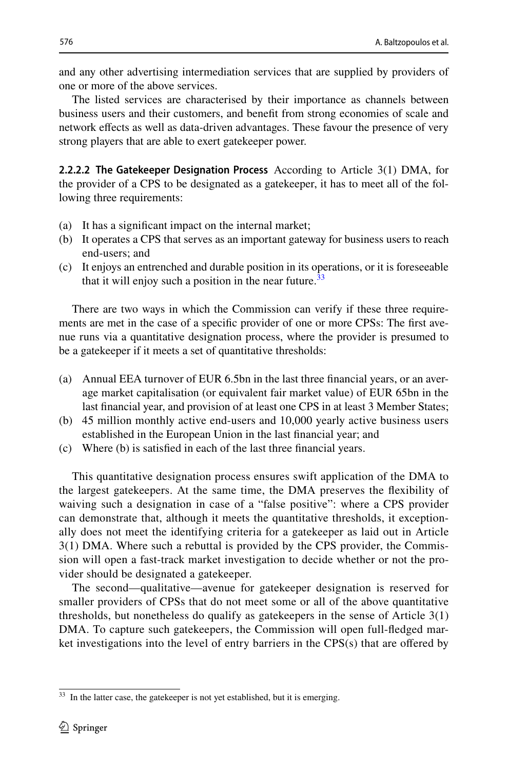and any other advertising intermediation services that are supplied by providers of one or more of the above services.

The listed services are characterised by their importance as channels between business users and their customers, and benefit from strong economies of scale and network effects as well as data-driven advantages. These favour the presence of very strong players that are able to exert gatekeeper power.

**2.2.2.2 The Gatekeeper Designation Process** According to Article 3(1) DMA, for the provider of a CPS to be designated as a gatekeeper, it has to meet all of the following three requirements:

(a) It has a significant impact on the internal market;
(b) It operates a CPS that serves as an important gateway for business users to reach end-users; and
(c) It enjoys an entrenched and durable position in its operations, or it is foreseeable that it will enjoy such a position in the near future.[33]

There are two ways in which the Commission can verify if these three requirements are met in the case of a specific provider of one or more CPSs: The first avenue runs via a quantitative designation process, where the provider is presumed to be a gatekeeper if it meets a set of quantitative thresholds:

(a) Annual EEA turnover of EUR 6.5bn in the last three financial years, or an average market capitalisation (or equivalent fair market value) of EUR 65bn in the last financial year, and provision of at least one CPS in at least 3 Member States;
(b) 45 million monthly active end-users and 10,000 yearly active business users established in the European Union in the last financial year; and
(c) Where (b) is satisfied in each of the last three financial years.

This quantitative designation process ensures swift application of the DMA to the largest gatekeepers. At the same time, the DMA preserves the flexibility of waiving such a designation in case of a "false positive": where a CPS provider can demonstrate that, although it meets the quantitative thresholds, it exceptionally does not meet the identifying criteria for a gatekeeper as laid out in Article 3(1) DMA. Where such a rebuttal is provided by the CPS provider, the Commission will open a fast-track market investigation to decide whether or not the provider should be designated a gatekeeper.

The second—qualitative—avenue for gatekeeper designation is reserved for smaller providers of CPSs that do not meet some or all of the above quantitative thresholds, but nonetheless do qualify as gatekeepers in the sense of Article 3(1) DMA. To capture such gatekeepers, the Commission will open full-fledged market investigations into the level of entry barriers in the CPS(s) that are offered by

[33] In the latter case, the gatekeeper is not yet established, but it is emerging.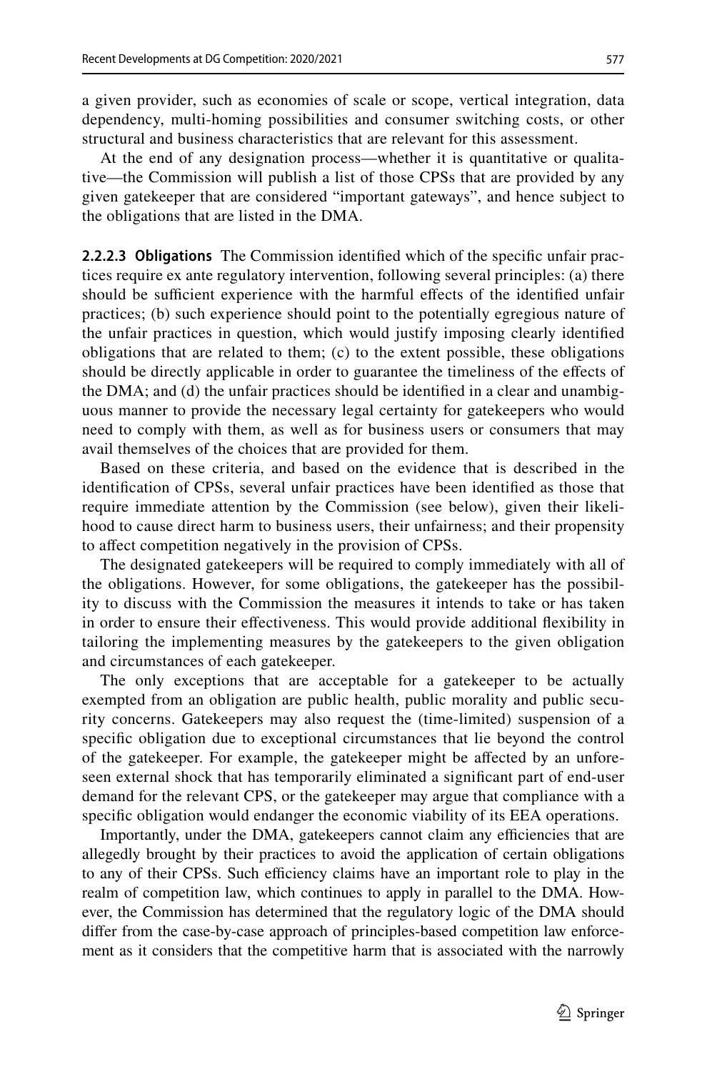a given provider, such as economies of scale or scope, vertical integration, data dependency, multi-homing possibilities and consumer switching costs, or other structural and business characteristics that are relevant for this assessment.

At the end of any designation process—whether it is quantitative or qualitative—the Commission will publish a list of those CPSs that are provided by any given gatekeeper that are considered "important gateways", and hence subject to the obligations that are listed in the DMA.

**2.2.2.3 Obligations** The Commission identified which of the specific unfair practices require ex ante regulatory intervention, following several principles: (a) there should be sufficient experience with the harmful effects of the identified unfair practices; (b) such experience should point to the potentially egregious nature of the unfair practices in question, which would justify imposing clearly identified obligations that are related to them; (c) to the extent possible, these obligations should be directly applicable in order to guarantee the timeliness of the effects of the DMA; and (d) the unfair practices should be identified in a clear and unambiguous manner to provide the necessary legal certainty for gatekeepers who would need to comply with them, as well as for business users or consumers that may avail themselves of the choices that are provided for them.

Based on these criteria, and based on the evidence that is described in the identification of CPSs, several unfair practices have been identified as those that require immediate attention by the Commission (see below), given their likelihood to cause direct harm to business users, their unfairness; and their propensity to affect competition negatively in the provision of CPSs.

The designated gatekeepers will be required to comply immediately with all of the obligations. However, for some obligations, the gatekeeper has the possibility to discuss with the Commission the measures it intends to take or has taken in order to ensure their effectiveness. This would provide additional flexibility in tailoring the implementing measures by the gatekeepers to the given obligation and circumstances of each gatekeeper.

The only exceptions that are acceptable for a gatekeeper to be actually exempted from an obligation are public health, public morality and public security concerns. Gatekeepers may also request the (time-limited) suspension of a specific obligation due to exceptional circumstances that lie beyond the control of the gatekeeper. For example, the gatekeeper might be affected by an unforeseen external shock that has temporarily eliminated a significant part of end-user demand for the relevant CPS, or the gatekeeper may argue that compliance with a specific obligation would endanger the economic viability of its EEA operations.

Importantly, under the DMA, gatekeepers cannot claim any efficiencies that are allegedly brought by their practices to avoid the application of certain obligations to any of their CPSs. Such efficiency claims have an important role to play in the realm of competition law, which continues to apply in parallel to the DMA. However, the Commission has determined that the regulatory logic of the DMA should differ from the case-by-case approach of principles-based competition law enforcement as it considers that the competitive harm that is associated with the narrowly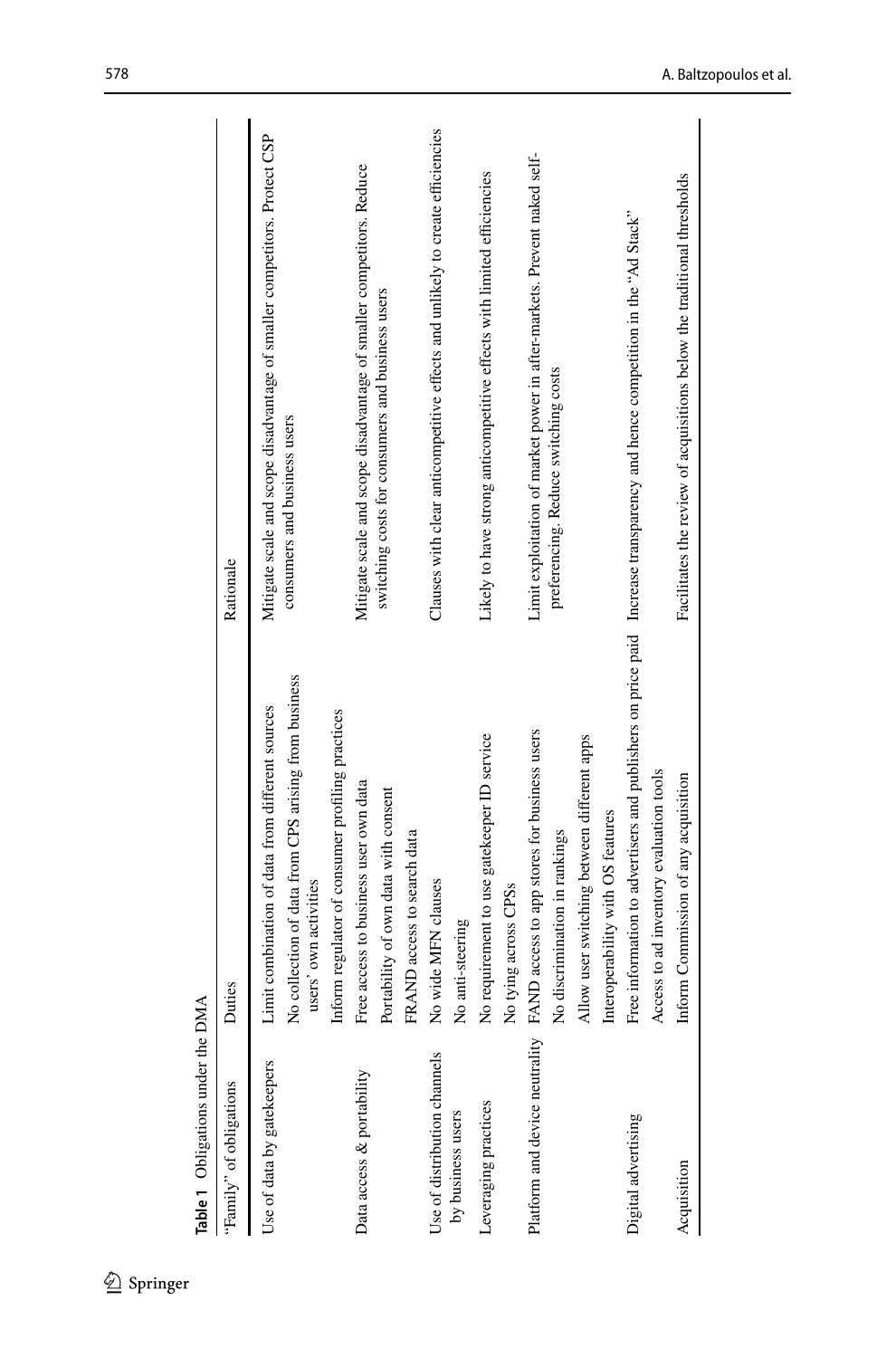**Table 1** Obligations under the DMA

| "Family" of obligations | Duties | Rationale |
|---|---|---|
| Use of data by gatekeepers | Limit combination of data from different sources | Mitigate scale and scope disadvantage of smaller competitors. Protect CSP consumers and business users |
| | No collection of data from CPS arising from business users' own activities | |
| | Inform regulator of consumer profiling practices | |
| Data access & portability | Free access to business user own data | Mitigate scale and scope disadvantage of smaller competitors. Reduce switching costs for consumers and business users |
| | Portability of own data with consent | |
| | FRAND access to search data | |
| Use of distribution channels by business users | No wide MFN clauses | Clauses with clear anticompetitive effects and unlikely to create efficiencies |
| | No anti-steering | |
| Leveraging practices | No requirement to use gatekeeper ID service | Likely to have strong anticompetitive effects with limited efficiencies |
| | No tying across CPSs | |
| Platform and device neutrality | FAND access to app stores for business users | Limit exploitation of market power in after-markets. Prevent naked self-preferencing. Reduce switching costs |
| | No discrimination in rankings | |
| | Allow user switching between different apps | |
| | Interoperability with OS features | |
| Digital advertising | Free information to advertisers and publishers on price paid | Increase transparency and hence competition in the "Ad Stack" |
| | Access to ad inventory evaluation tools | |
| Acquisition | Inform Commission of any acquisition | Facilitates the review of acquisitions below the traditional thresholds |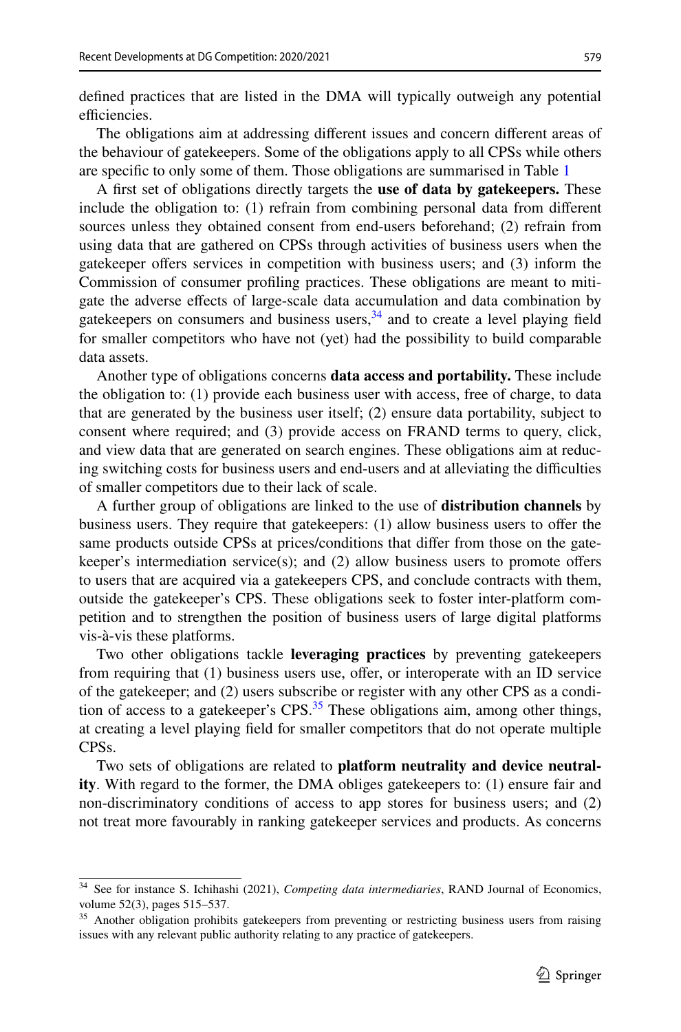defined practices that are listed in the DMA will typically outweigh any potential efficiencies.

The obligations aim at addressing different issues and concern different areas of the behaviour of gatekeepers. Some of the obligations apply to all CPSs while others are specific to only some of them. Those obligations are summarised in Table 1

A first set of obligations directly targets the **use of data by gatekeepers.** These include the obligation to: (1) refrain from combining personal data from different sources unless they obtained consent from end-users beforehand; (2) refrain from using data that are gathered on CPSs through activities of business users when the gatekeeper offers services in competition with business users; and (3) inform the Commission of consumer profiling practices. These obligations are meant to mitigate the adverse effects of large-scale data accumulation and data combination by gatekeepers on consumers and business users,[34] and to create a level playing field for smaller competitors who have not (yet) had the possibility to build comparable data assets.

Another type of obligations concerns **data access and portability.** These include the obligation to: (1) provide each business user with access, free of charge, to data that are generated by the business user itself; (2) ensure data portability, subject to consent where required; and (3) provide access on FRAND terms to query, click, and view data that are generated on search engines. These obligations aim at reducing switching costs for business users and end-users and at alleviating the difficulties of smaller competitors due to their lack of scale.

A further group of obligations are linked to the use of **distribution channels** by business users. They require that gatekeepers: (1) allow business users to offer the same products outside CPSs at prices/conditions that differ from those on the gatekeeper's intermediation service(s); and (2) allow business users to promote offers to users that are acquired via a gatekeepers CPS, and conclude contracts with them, outside the gatekeeper's CPS. These obligations seek to foster inter-platform competition and to strengthen the position of business users of large digital platforms vis-à-vis these platforms.

Two other obligations tackle **leveraging practices** by preventing gatekeepers from requiring that (1) business users use, offer, or interoperate with an ID service of the gatekeeper; and (2) users subscribe or register with any other CPS as a condition of access to a gatekeeper's CPS.[35] These obligations aim, among other things, at creating a level playing field for smaller competitors that do not operate multiple CPSs.

Two sets of obligations are related to **platform neutrality and device neutrality**. With regard to the former, the DMA obliges gatekeepers to: (1) ensure fair and non-discriminatory conditions of access to app stores for business users; and (2) not treat more favourably in ranking gatekeeper services and products. As concerns

---

[34] See for instance S. Ichihashi (2021), *Competing data intermediaries*, RAND Journal of Economics, volume 52(3), pages 515–537.

[35] Another obligation prohibits gatekeepers from preventing or restricting business users from raising issues with any relevant public authority relating to any practice of gatekeepers.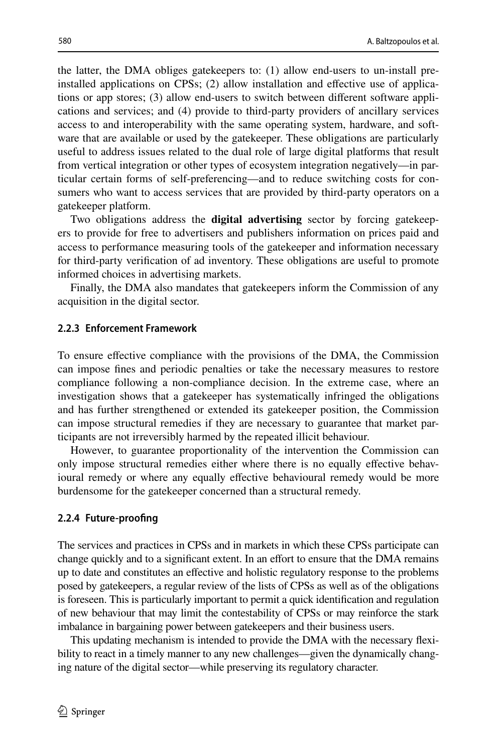the latter, the DMA obliges gatekeepers to: (1) allow end-users to un-install pre-installed applications on CPSs; (2) allow installation and effective use of applications or app stores; (3) allow end-users to switch between different software applications and services; and (4) provide to third-party providers of ancillary services access to and interoperability with the same operating system, hardware, and software that are available or used by the gatekeeper. These obligations are particularly useful to address issues related to the dual role of large digital platforms that result from vertical integration or other types of ecosystem integration negatively—in particular certain forms of self-preferencing—and to reduce switching costs for consumers who want to access services that are provided by third-party operators on a gatekeeper platform.

Two obligations address the **digital advertising** sector by forcing gatekeepers to provide for free to advertisers and publishers information on prices paid and access to performance measuring tools of the gatekeeper and information necessary for third-party verification of ad inventory. These obligations are useful to promote informed choices in advertising markets.

Finally, the DMA also mandates that gatekeepers inform the Commission of any acquisition in the digital sector.

#### 2.2.3 Enforcement Framework

To ensure effective compliance with the provisions of the DMA, the Commission can impose fines and periodic penalties or take the necessary measures to restore compliance following a non-compliance decision. In the extreme case, where an investigation shows that a gatekeeper has systematically infringed the obligations and has further strengthened or extended its gatekeeper position, the Commission can impose structural remedies if they are necessary to guarantee that market participants are not irreversibly harmed by the repeated illicit behaviour.

However, to guarantee proportionality of the intervention the Commission can only impose structural remedies either where there is no equally effective behavioural remedy or where any equally effective behavioural remedy would be more burdensome for the gatekeeper concerned than a structural remedy.

#### 2.2.4 Future-proofing

The services and practices in CPSs and in markets in which these CPSs participate can change quickly and to a significant extent. In an effort to ensure that the DMA remains up to date and constitutes an effective and holistic regulatory response to the problems posed by gatekeepers, a regular review of the lists of CPSs as well as of the obligations is foreseen. This is particularly important to permit a quick identification and regulation of new behaviour that may limit the contestability of CPSs or may reinforce the stark imbalance in bargaining power between gatekeepers and their business users.

This updating mechanism is intended to provide the DMA with the necessary flexibility to react in a timely manner to any new challenges—given the dynamically changing nature of the digital sector—while preserving its regulatory character.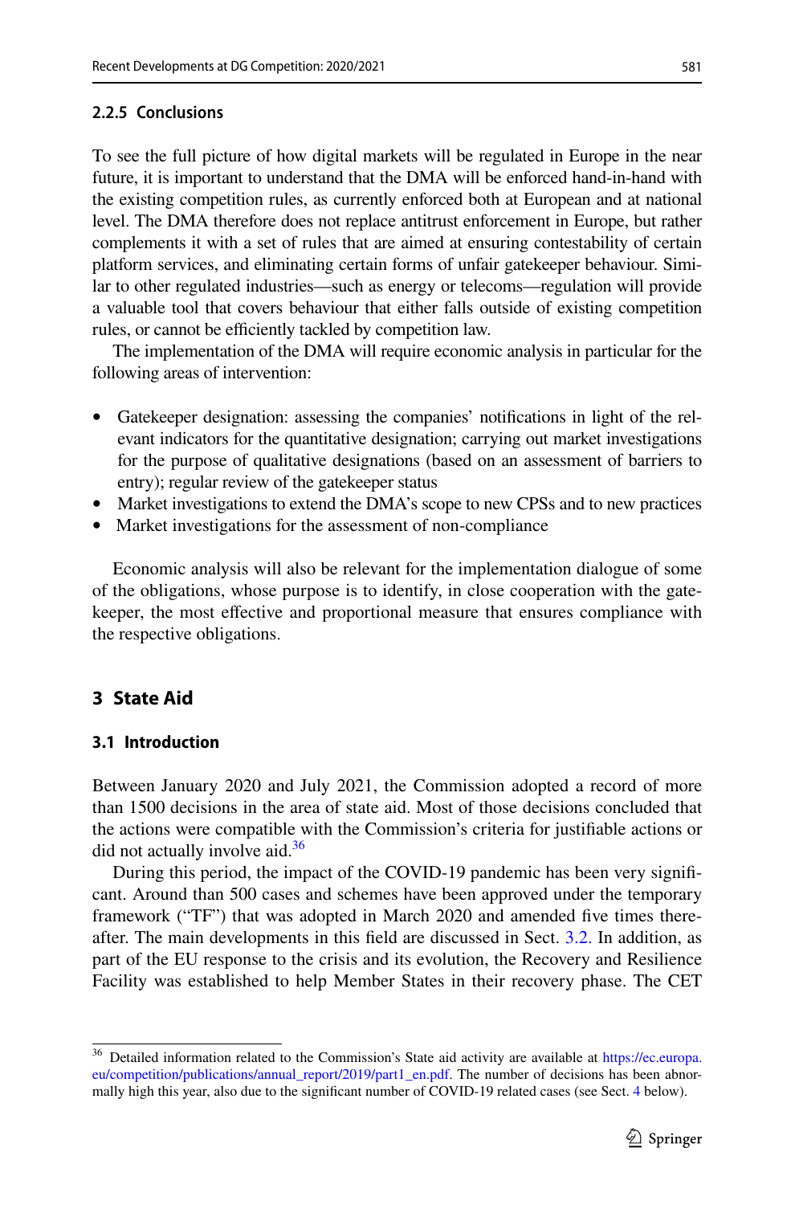### 2.2.5 Conclusions

To see the full picture of how digital markets will be regulated in Europe in the near future, it is important to understand that the DMA will be enforced hand-in-hand with the existing competition rules, as currently enforced both at European and at national level. The DMA therefore does not replace antitrust enforcement in Europe, but rather complements it with a set of rules that are aimed at ensuring contestability of certain platform services, and eliminating certain forms of unfair gatekeeper behaviour. Similar to other regulated industries—such as energy or telecoms—regulation will provide a valuable tool that covers behaviour that either falls outside of existing competition rules, or cannot be efficiently tackled by competition law.

The implementation of the DMA will require economic analysis in particular for the following areas of intervention:

- Gatekeeper designation: assessing the companies' notifications in light of the relevant indicators for the quantitative designation; carrying out market investigations for the purpose of qualitative designations (based on an assessment of barriers to entry); regular review of the gatekeeper status
- Market investigations to extend the DMA's scope to new CPSs and to new practices
- Market investigations for the assessment of non-compliance

Economic analysis will also be relevant for the implementation dialogue of some of the obligations, whose purpose is to identify, in close cooperation with the gatekeeper, the most effective and proportional measure that ensures compliance with the respective obligations.

## 3 State Aid

### 3.1 Introduction

Between January 2020 and July 2021, the Commission adopted a record of more than 1500 decisions in the area of state aid. Most of those decisions concluded that the actions were compatible with the Commission's criteria for justifiable actions or did not actually involve aid.[36]

During this period, the impact of the COVID-19 pandemic has been very significant. Around than 500 cases and schemes have been approved under the temporary framework ("TF") that was adopted in March 2020 and amended five times thereafter. The main developments in this field are discussed in Sect. 3.2. In addition, as part of the EU response to the crisis and its evolution, the Recovery and Resilience Facility was established to help Member States in their recovery phase. The CET

[36] Detailed information related to the Commission's State aid activity are available at https://ec.europa.eu/competition/publications/annual_report/2019/part1_en.pdf. The number of decisions has been abnormally high this year, also due to the significant number of COVID-19 related cases (see Sect. 4 below).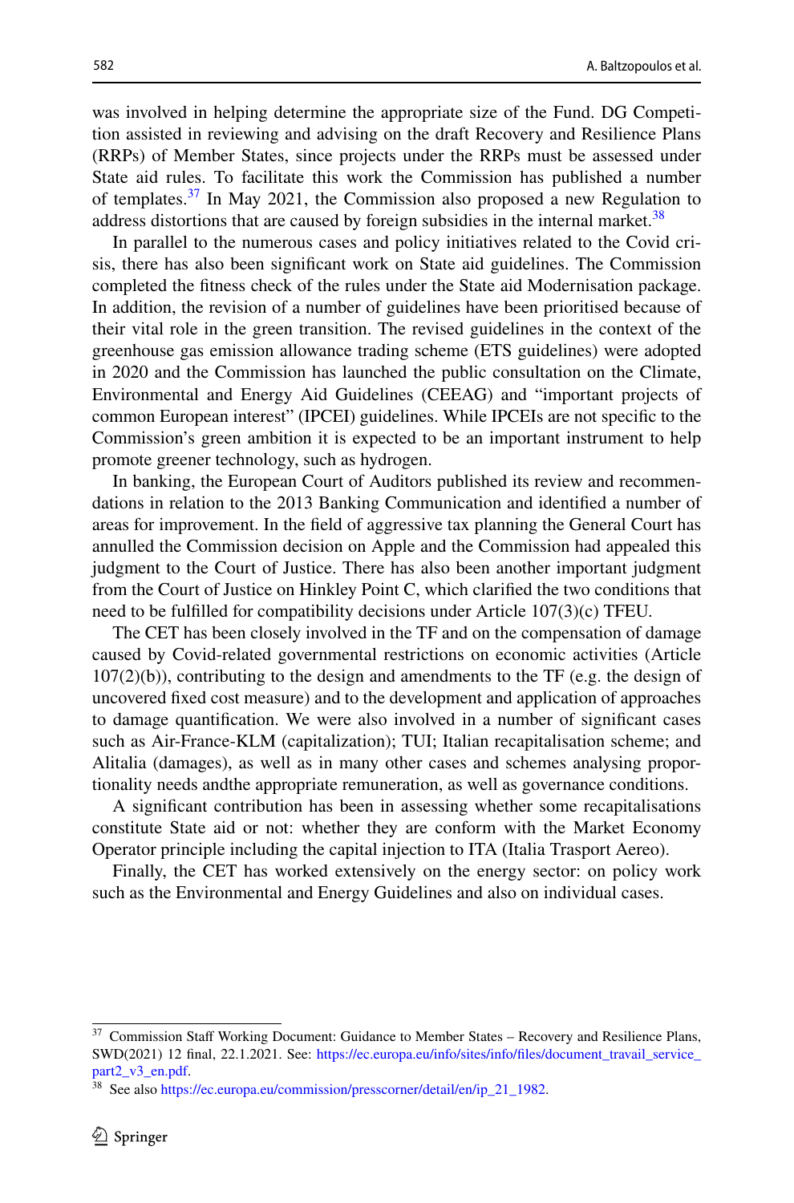was involved in helping determine the appropriate size of the Fund. DG Competition assisted in reviewing and advising on the draft Recovery and Resilience Plans (RRPs) of Member States, since projects under the RRPs must be assessed under State aid rules. To facilitate this work the Commission has published a number of templates.[37] In May 2021, the Commission also proposed a new Regulation to address distortions that are caused by foreign subsidies in the internal market.[38]

In parallel to the numerous cases and policy initiatives related to the Covid crisis, there has also been significant work on State aid guidelines. The Commission completed the fitness check of the rules under the State aid Modernisation package. In addition, the revision of a number of guidelines have been prioritised because of their vital role in the green transition. The revised guidelines in the context of the greenhouse gas emission allowance trading scheme (ETS guidelines) were adopted in 2020 and the Commission has launched the public consultation on the Climate, Environmental and Energy Aid Guidelines (CEEAG) and "important projects of common European interest" (IPCEI) guidelines. While IPCEIs are not specific to the Commission's green ambition it is expected to be an important instrument to help promote greener technology, such as hydrogen.

In banking, the European Court of Auditors published its review and recommendations in relation to the 2013 Banking Communication and identified a number of areas for improvement. In the field of aggressive tax planning the General Court has annulled the Commission decision on Apple and the Commission had appealed this judgment to the Court of Justice. There has also been another important judgment from the Court of Justice on Hinkley Point C, which clarified the two conditions that need to be fulfilled for compatibility decisions under Article 107(3)(c) TFEU.

The CET has been closely involved in the TF and on the compensation of damage caused by Covid-related governmental restrictions on economic activities (Article 107(2)(b)), contributing to the design and amendments to the TF (e.g. the design of uncovered fixed cost measure) and to the development and application of approaches to damage quantification. We were also involved in a number of significant cases such as Air-France-KLM (capitalization); TUI; Italian recapitalisation scheme; and Alitalia (damages), as well as in many other cases and schemes analysing proportionality needs andthe appropriate remuneration, as well as governance conditions.

A significant contribution has been in assessing whether some recapitalisations constitute State aid or not: whether they are conform with the Market Economy Operator principle including the capital injection to ITA (Italia Trasport Aereo).

Finally, the CET has worked extensively on the energy sector: on policy work such as the Environmental and Energy Guidelines and also on individual cases.

---

[37] Commission Staff Working Document: Guidance to Member States – Recovery and Resilience Plans, SWD(2021) 12 final, 22.1.2021. See: https://ec.europa.eu/info/sites/info/files/document_travail_service_part2_v3_en.pdf.

[38] See also https://ec.europa.eu/commission/presscorner/detail/en/ip_21_1982.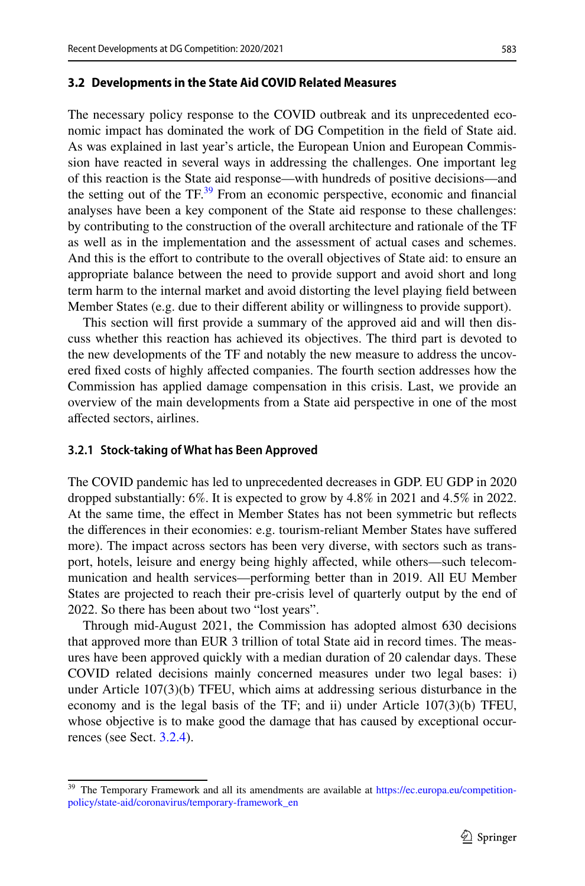### 3.2 Developments in the State Aid COVID Related Measures

The necessary policy response to the COVID outbreak and its unprecedented economic impact has dominated the work of DG Competition in the field of State aid. As was explained in last year's article, the European Union and European Commission have reacted in several ways in addressing the challenges. One important leg of this reaction is the State aid response—with hundreds of positive decisions—and the setting out of the TF.[39] From an economic perspective, economic and financial analyses have been a key component of the State aid response to these challenges: by contributing to the construction of the overall architecture and rationale of the TF as well as in the implementation and the assessment of actual cases and schemes. And this is the effort to contribute to the overall objectives of State aid: to ensure an appropriate balance between the need to provide support and avoid short and long term harm to the internal market and avoid distorting the level playing field between Member States (e.g. due to their different ability or willingness to provide support).

This section will first provide a summary of the approved aid and will then discuss whether this reaction has achieved its objectives. The third part is devoted to the new developments of the TF and notably the new measure to address the uncovered fixed costs of highly affected companies. The fourth section addresses how the Commission has applied damage compensation in this crisis. Last, we provide an overview of the main developments from a State aid perspective in one of the most affected sectors, airlines.

#### 3.2.1 Stock-taking of What has Been Approved

The COVID pandemic has led to unprecedented decreases in GDP. EU GDP in 2020 dropped substantially: 6%. It is expected to grow by 4.8% in 2021 and 4.5% in 2022. At the same time, the effect in Member States has not been symmetric but reflects the differences in their economies: e.g. tourism-reliant Member States have suffered more). The impact across sectors has been very diverse, with sectors such as transport, hotels, leisure and energy being highly affected, while others—such telecommunication and health services—performing better than in 2019. All EU Member States are projected to reach their pre-crisis level of quarterly output by the end of 2022. So there has been about two "lost years".

Through mid-August 2021, the Commission has adopted almost 630 decisions that approved more than EUR 3 trillion of total State aid in record times. The measures have been approved quickly with a median duration of 20 calendar days. These COVID related decisions mainly concerned measures under two legal bases: i) under Article 107(3)(b) TFEU, which aims at addressing serious disturbance in the economy and is the legal basis of the TF; and ii) under Article 107(3)(b) TFEU, whose objective is to make good the damage that has caused by exceptional occurrences (see Sect. 3.2.4).

---

[39] The Temporary Framework and all its amendments are available at https://ec.europa.eu/competition-policy/state-aid/coronavirus/temporary-framework_en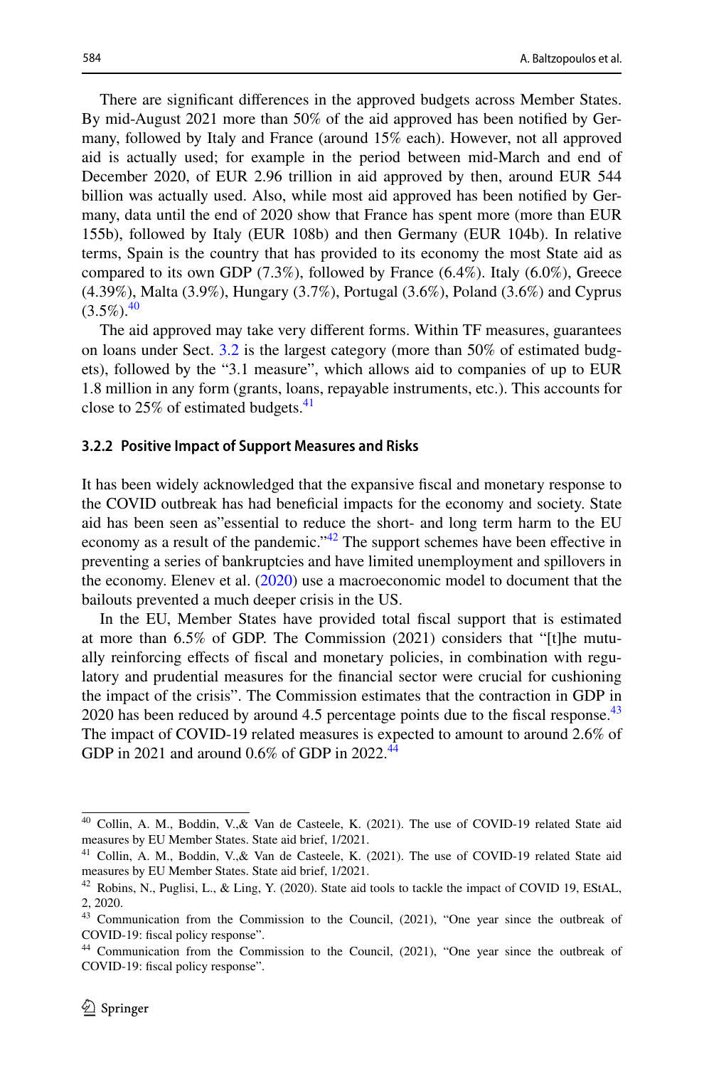There are significant differences in the approved budgets across Member States. By mid-August 2021 more than 50% of the aid approved has been notified by Germany, followed by Italy and France (around 15% each). However, not all approved aid is actually used; for example in the period between mid-March and end of December 2020, of EUR 2.96 trillion in aid approved by then, around EUR 544 billion was actually used. Also, while most aid approved has been notified by Germany, data until the end of 2020 show that France has spent more (more than EUR 155b), followed by Italy (EUR 108b) and then Germany (EUR 104b). In relative terms, Spain is the country that has provided to its economy the most State aid as compared to its own GDP (7.3%), followed by France (6.4%). Italy (6.0%), Greece (4.39%), Malta (3.9%), Hungary (3.7%), Portugal (3.6%), Poland (3.6%) and Cyprus (3.5%).[40]

The aid approved may take very different forms. Within TF measures, guarantees on loans under Sect. 3.2 is the largest category (more than 50% of estimated budgets), followed by the "3.1 measure", which allows aid to companies of up to EUR 1.8 million in any form (grants, loans, repayable instruments, etc.). This accounts for close to 25% of estimated budgets.[41]

#### 3.2.2 Positive Impact of Support Measures and Risks

It has been widely acknowledged that the expansive fiscal and monetary response to the COVID outbreak has had beneficial impacts for the economy and society. State aid has been seen as"essential to reduce the short- and long term harm to the EU economy as a result of the pandemic."[42] The support schemes have been effective in preventing a series of bankruptcies and have limited unemployment and spillovers in the economy. Elenev et al. (2020) use a macroeconomic model to document that the bailouts prevented a much deeper crisis in the US.

In the EU, Member States have provided total fiscal support that is estimated at more than 6.5% of GDP. The Commission (2021) considers that "[t]he mutually reinforcing effects of fiscal and monetary policies, in combination with regulatory and prudential measures for the financial sector were crucial for cushioning the impact of the crisis". The Commission estimates that the contraction in GDP in 2020 has been reduced by around 4.5 percentage points due to the fiscal response.[43] The impact of COVID-19 related measures is expected to amount to around 2.6% of GDP in 2021 and around 0.6% of GDP in 2022.[44]

---

[40] Collin, A. M., Boddin, V.,& Van de Casteele, K. (2021). The use of COVID-19 related State aid measures by EU Member States. State aid brief, 1/2021.

[41] Collin, A. M., Boddin, V.,& Van de Casteele, K. (2021). The use of COVID-19 related State aid measures by EU Member States. State aid brief, 1/2021.

[42] Robins, N., Puglisi, L., & Ling, Y. (2020). State aid tools to tackle the impact of COVID 19, EStAL, 2, 2020.

[43] Communication from the Commission to the Council, (2021), "One year since the outbreak of COVID-19: fiscal policy response".

[44] Communication from the Commission to the Council, (2021), "One year since the outbreak of COVID-19: fiscal policy response".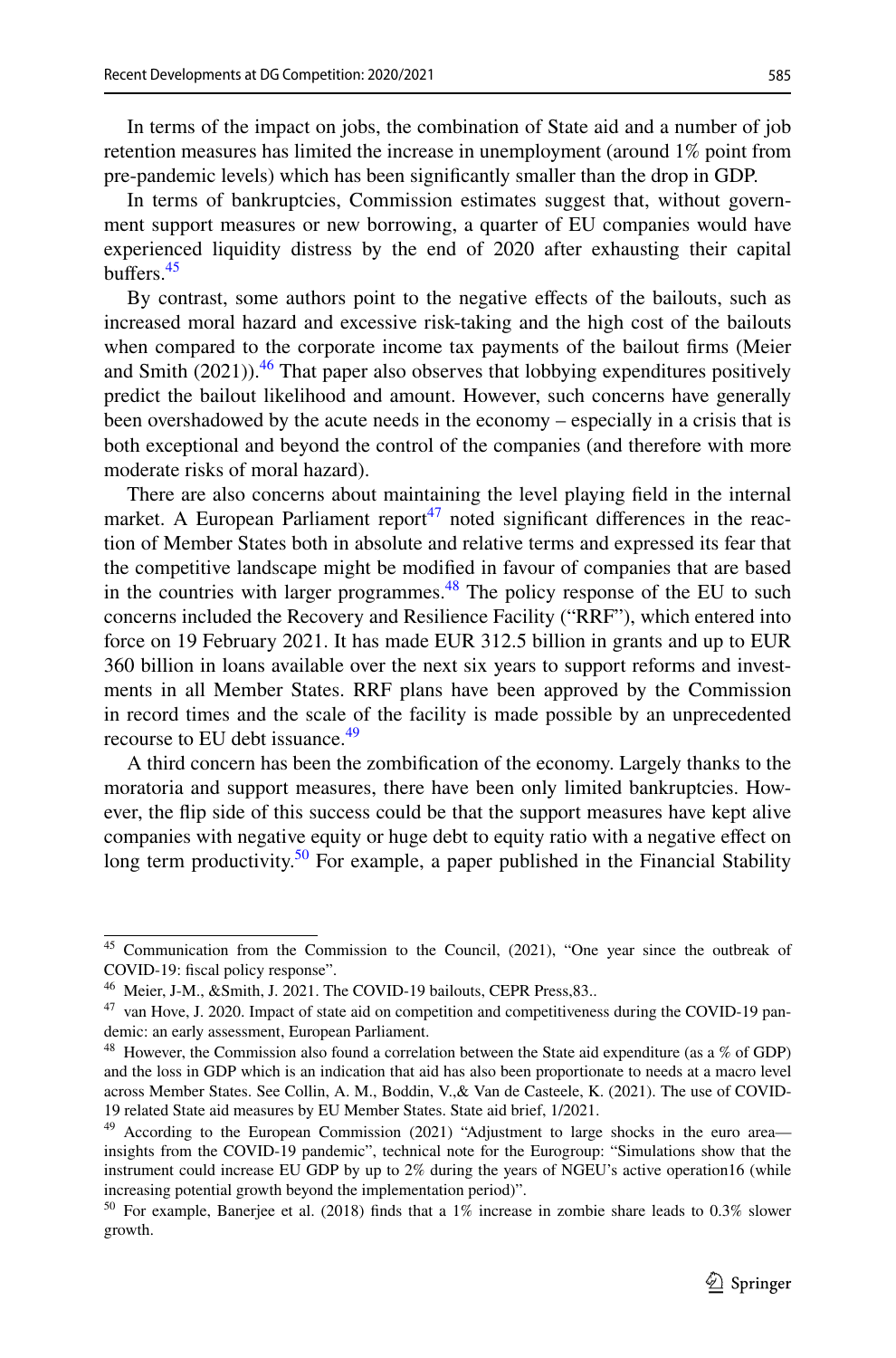In terms of the impact on jobs, the combination of State aid and a number of job retention measures has limited the increase in unemployment (around 1% point from pre-pandemic levels) which has been significantly smaller than the drop in GDP.

In terms of bankruptcies, Commission estimates suggest that, without government support measures or new borrowing, a quarter of EU companies would have experienced liquidity distress by the end of 2020 after exhausting their capital buffers.[45]

By contrast, some authors point to the negative effects of the bailouts, such as increased moral hazard and excessive risk-taking and the high cost of the bailouts when compared to the corporate income tax payments of the bailout firms (Meier and Smith (2021)).[46] That paper also observes that lobbying expenditures positively predict the bailout likelihood and amount. However, such concerns have generally been overshadowed by the acute needs in the economy – especially in a crisis that is both exceptional and beyond the control of the companies (and therefore with more moderate risks of moral hazard).

There are also concerns about maintaining the level playing field in the internal market. A European Parliament report[47] noted significant differences in the reaction of Member States both in absolute and relative terms and expressed its fear that the competitive landscape might be modified in favour of companies that are based in the countries with larger programmes.[48] The policy response of the EU to such concerns included the Recovery and Resilience Facility ("RRF"), which entered into force on 19 February 2021. It has made EUR 312.5 billion in grants and up to EUR 360 billion in loans available over the next six years to support reforms and investments in all Member States. RRF plans have been approved by the Commission in record times and the scale of the facility is made possible by an unprecedented recourse to EU debt issuance.[49]

A third concern has been the zombification of the economy. Largely thanks to the moratoria and support measures, there have been only limited bankruptcies. However, the flip side of this success could be that the support measures have kept alive companies with negative equity or huge debt to equity ratio with a negative effect on long term productivity.[50] For example, a paper published in the Financial Stability

---

[45] Communication from the Commission to the Council, (2021), "One year since the outbreak of COVID-19: fiscal policy response".

[46] Meier, J-M., &Smith, J. 2021. The COVID-19 bailouts, CEPR Press,83..

[47] van Hove, J. 2020. Impact of state aid on competition and competitiveness during the COVID-19 pandemic: an early assessment, European Parliament.

[48] However, the Commission also found a correlation between the State aid expenditure (as a % of GDP) and the loss in GDP which is an indication that aid has also been proportionate to needs at a macro level across Member States. See Collin, A. M., Boddin, V.,& Van de Casteele, K. (2021). The use of COVID-19 related State aid measures by EU Member States. State aid brief, 1/2021.

[49] According to the European Commission (2021) "Adjustment to large shocks in the euro area—insights from the COVID-19 pandemic", technical note for the Eurogroup: "Simulations show that the instrument could increase EU GDP by up to 2% during the years of NGEU's active operation16 (while increasing potential growth beyond the implementation period)".

[50] For example, Banerjee et al. (2018) finds that a 1% increase in zombie share leads to 0.3% slower growth.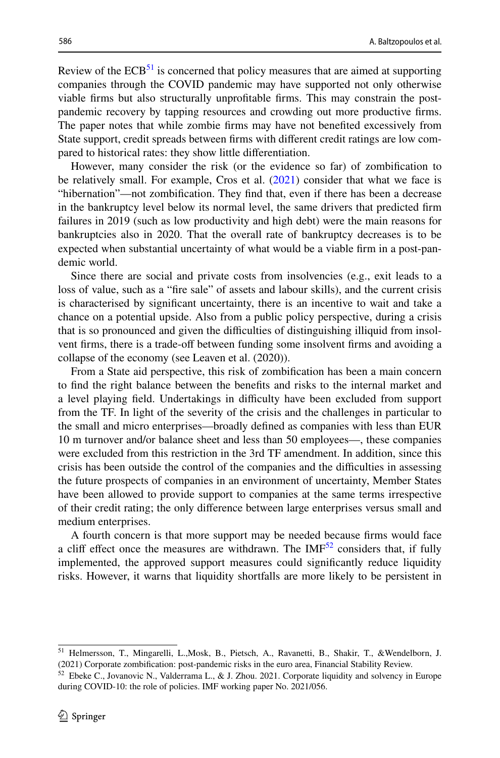Review of the ECB[51] is concerned that policy measures that are aimed at supporting companies through the COVID pandemic may have supported not only otherwise viable firms but also structurally unprofitable firms. This may constrain the post-pandemic recovery by tapping resources and crowding out more productive firms. The paper notes that while zombie firms may have not benefited excessively from State support, credit spreads between firms with different credit ratings are low compared to historical rates: they show little differentiation.

However, many consider the risk (or the evidence so far) of zombification to be relatively small. For example, Cros et al. (2021) consider that what we face is "hibernation"—not zombification. They find that, even if there has been a decrease in the bankruptcy level below its normal level, the same drivers that predicted firm failures in 2019 (such as low productivity and high debt) were the main reasons for bankruptcies also in 2020. That the overall rate of bankruptcy decreases is to be expected when substantial uncertainty of what would be a viable firm in a post-pandemic world.

Since there are social and private costs from insolvencies (e.g., exit leads to a loss of value, such as a "fire sale" of assets and labour skills), and the current crisis is characterised by significant uncertainty, there is an incentive to wait and take a chance on a potential upside. Also from a public policy perspective, during a crisis that is so pronounced and given the difficulties of distinguishing illiquid from insolvent firms, there is a trade-off between funding some insolvent firms and avoiding a collapse of the economy (see Leaven et al. (2020)).

From a State aid perspective, this risk of zombification has been a main concern to find the right balance between the benefits and risks to the internal market and a level playing field. Undertakings in difficulty have been excluded from support from the TF. In light of the severity of the crisis and the challenges in particular to the small and micro enterprises—broadly defined as companies with less than EUR 10 m turnover and/or balance sheet and less than 50 employees—, these companies were excluded from this restriction in the 3rd TF amendment. In addition, since this crisis has been outside the control of the companies and the difficulties in assessing the future prospects of companies in an environment of uncertainty, Member States have been allowed to provide support to companies at the same terms irrespective of their credit rating; the only difference between large enterprises versus small and medium enterprises.

A fourth concern is that more support may be needed because firms would face a cliff effect once the measures are withdrawn. The IMF[52] considers that, if fully implemented, the approved support measures could significantly reduce liquidity risks. However, it warns that liquidity shortfalls are more likely to be persistent in

---

[51] Helmersson, T., Mingarelli, L.,Mosk, B., Pietsch, A., Ravanetti, B., Shakir, T., &Wendelborn, J. (2021) Corporate zombification: post-pandemic risks in the euro area, Financial Stability Review.

[52] Ebeke C., Jovanovic N., Valderrama L., & J. Zhou. 2021. Corporate liquidity and solvency in Europe during COVID-10: the role of policies. IMF working paper No. 2021/056.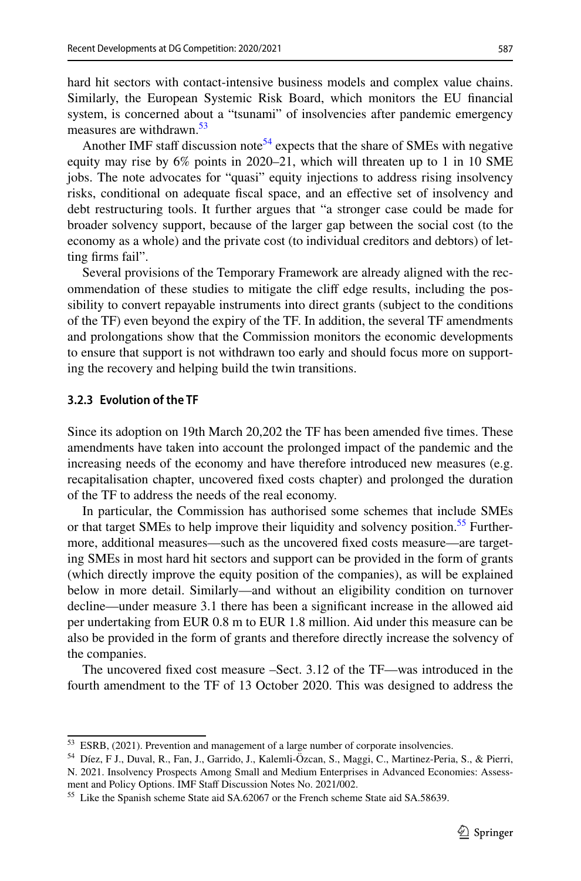hard hit sectors with contact-intensive business models and complex value chains. Similarly, the European Systemic Risk Board, which monitors the EU financial system, is concerned about a "tsunami" of insolvencies after pandemic emergency measures are withdrawn.[53]

Another IMF staff discussion note[54] expects that the share of SMEs with negative equity may rise by 6% points in 2020–21, which will threaten up to 1 in 10 SME jobs. The note advocates for "quasi" equity injections to address rising insolvency risks, conditional on adequate fiscal space, and an effective set of insolvency and debt restructuring tools. It further argues that "a stronger case could be made for broader solvency support, because of the larger gap between the social cost (to the economy as a whole) and the private cost (to individual creditors and debtors) of letting firms fail".

Several provisions of the Temporary Framework are already aligned with the recommendation of these studies to mitigate the cliff edge results, including the possibility to convert repayable instruments into direct grants (subject to the conditions of the TF) even beyond the expiry of the TF. In addition, the several TF amendments and prolongations show that the Commission monitors the economic developments to ensure that support is not withdrawn too early and should focus more on supporting the recovery and helping build the twin transitions.

### 3.2.3 Evolution of the TF

Since its adoption on 19th March 20,202 the TF has been amended five times. These amendments have taken into account the prolonged impact of the pandemic and the increasing needs of the economy and have therefore introduced new measures (e.g. recapitalisation chapter, uncovered fixed costs chapter) and prolonged the duration of the TF to address the needs of the real economy.

In particular, the Commission has authorised some schemes that include SMEs or that target SMEs to help improve their liquidity and solvency position.[55] Furthermore, additional measures—such as the uncovered fixed costs measure—are targeting SMEs in most hard hit sectors and support can be provided in the form of grants (which directly improve the equity position of the companies), as will be explained below in more detail. Similarly—and without an eligibility condition on turnover decline—under measure 3.1 there has been a significant increase in the allowed aid per undertaking from EUR 0.8 m to EUR 1.8 million. Aid under this measure can be also be provided in the form of grants and therefore directly increase the solvency of the companies.

The uncovered fixed cost measure –Sect. 3.12 of the TF—was introduced in the fourth amendment to the TF of 13 October 2020. This was designed to address the

---

[53] ESRB, (2021). Prevention and management of a large number of corporate insolvencies.

[54] Díez, F J., Duval, R., Fan, J., Garrido, J., Kalemli-Özcan, S., Maggi, C., Martinez-Peria, S., & Pierri, N. 2021. Insolvency Prospects Among Small and Medium Enterprises in Advanced Economies: Assessment and Policy Options. IMF Staff Discussion Notes No. 2021/002.

[55] Like the Spanish scheme State aid SA.62067 or the French scheme State aid SA.58639.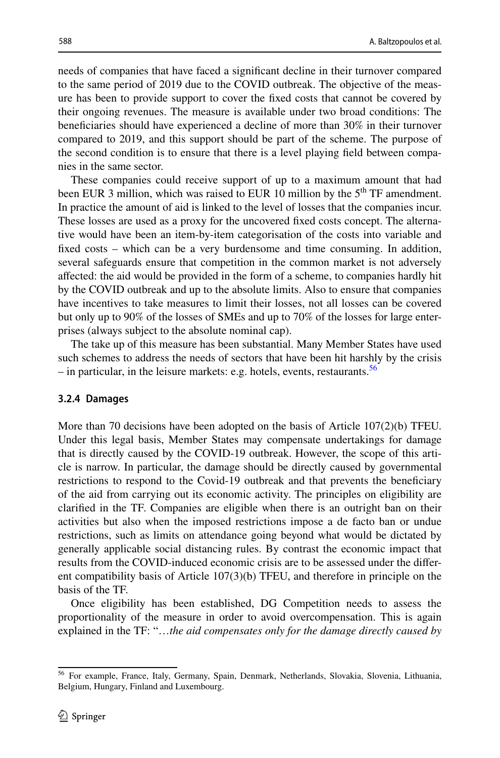needs of companies that have faced a significant decline in their turnover compared to the same period of 2019 due to the COVID outbreak. The objective of the measure has been to provide support to cover the fixed costs that cannot be covered by their ongoing revenues. The measure is available under two broad conditions: The beneficiaries should have experienced a decline of more than 30% in their turnover compared to 2019, and this support should be part of the scheme. The purpose of the second condition is to ensure that there is a level playing field between companies in the same sector.

These companies could receive support of up to a maximum amount that had been EUR 3 million, which was raised to EUR 10 million by the 5th TF amendment. In practice the amount of aid is linked to the level of losses that the companies incur. These losses are used as a proxy for the uncovered fixed costs concept. The alternative would have been an item-by-item categorisation of the costs into variable and fixed costs – which can be a very burdensome and time consuming. In addition, several safeguards ensure that competition in the common market is not adversely affected: the aid would be provided in the form of a scheme, to companies hardly hit by the COVID outbreak and up to the absolute limits. Also to ensure that companies have incentives to take measures to limit their losses, not all losses can be covered but only up to 90% of the losses of SMEs and up to 70% of the losses for large enterprises (always subject to the absolute nominal cap).

The take up of this measure has been substantial. Many Member States have used such schemes to address the needs of sectors that have been hit harshly by the crisis – in particular, in the leisure markets: e.g. hotels, events, restaurants.[56]

#### 3.2.4 Damages

More than 70 decisions have been adopted on the basis of Article 107(2)(b) TFEU. Under this legal basis, Member States may compensate undertakings for damage that is directly caused by the COVID-19 outbreak. However, the scope of this article is narrow. In particular, the damage should be directly caused by governmental restrictions to respond to the Covid-19 outbreak and that prevents the beneficiary of the aid from carrying out its economic activity. The principles on eligibility are clarified in the TF. Companies are eligible when there is an outright ban on their activities but also when the imposed restrictions impose a de facto ban or undue restrictions, such as limits on attendance going beyond what would be dictated by generally applicable social distancing rules. By contrast the economic impact that results from the COVID-induced economic crisis are to be assessed under the different compatibility basis of Article 107(3)(b) TFEU, and therefore in principle on the basis of the TF.

Once eligibility has been established, DG Competition needs to assess the proportionality of the measure in order to avoid overcompensation. This is again explained in the TF: "…*the aid compensates only for the damage directly caused by*

[56] For example, France, Italy, Germany, Spain, Denmark, Netherlands, Slovakia, Slovenia, Lithuania, Belgium, Hungary, Finland and Luxembourg.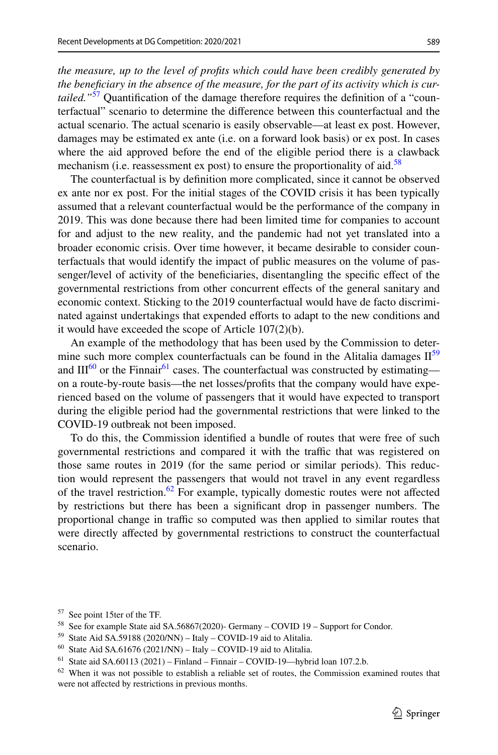*the measure, up to the level of profits which could have been credibly generated by the beneficiary in the absence of the measure, for the part of its activity which is curtailed."*[57] Quantification of the damage therefore requires the definition of a "counterfactual" scenario to determine the difference between this counterfactual and the actual scenario. The actual scenario is easily observable—at least ex post. However, damages may be estimated ex ante (i.e. on a forward look basis) or ex post. In cases where the aid approved before the end of the eligible period there is a clawback mechanism (i.e. reassessment ex post) to ensure the proportionality of aid.[58]

The counterfactual is by definition more complicated, since it cannot be observed ex ante nor ex post. For the initial stages of the COVID crisis it has been typically assumed that a relevant counterfactual would be the performance of the company in 2019. This was done because there had been limited time for companies to account for and adjust to the new reality, and the pandemic had not yet translated into a broader economic crisis. Over time however, it became desirable to consider counterfactuals that would identify the impact of public measures on the volume of passenger/level of activity of the beneficiaries, disentangling the specific effect of the governmental restrictions from other concurrent effects of the general sanitary and economic context. Sticking to the 2019 counterfactual would have de facto discriminated against undertakings that expended efforts to adapt to the new conditions and it would have exceeded the scope of Article 107(2)(b).

An example of the methodology that has been used by the Commission to determine such more complex counterfactuals can be found in the Alitalia damages II[59] and III[60] or the Finnair[61] cases. The counterfactual was constructed by estimating—on a route-by-route basis—the net losses/profits that the company would have experienced based on the volume of passengers that it would have expected to transport during the eligible period had the governmental restrictions that were linked to the COVID-19 outbreak not been imposed.

To do this, the Commission identified a bundle of routes that were free of such governmental restrictions and compared it with the traffic that was registered on those same routes in 2019 (for the same period or similar periods). This reduction would represent the passengers that would not travel in any event regardless of the travel restriction.[62] For example, typically domestic routes were not affected by restrictions but there has been a significant drop in passenger numbers. The proportional change in traffic so computed was then applied to similar routes that were directly affected by governmental restrictions to construct the counterfactual scenario.

---

[57] See point 15ter of the TF.

[58] See for example State aid SA.56867(2020)- Germany – COVID 19 – Support for Condor.

[59] State Aid SA.59188 (2020/NN) – Italy – COVID-19 aid to Alitalia.

[60] State Aid SA.61676 (2021/NN) – Italy – COVID-19 aid to Alitalia.

[61] State aid SA.60113 (2021) – Finland – Finnair – COVID-19—hybrid loan 107.2.b.

[62] When it was not possible to establish a reliable set of routes, the Commission examined routes that were not affected by restrictions in previous months.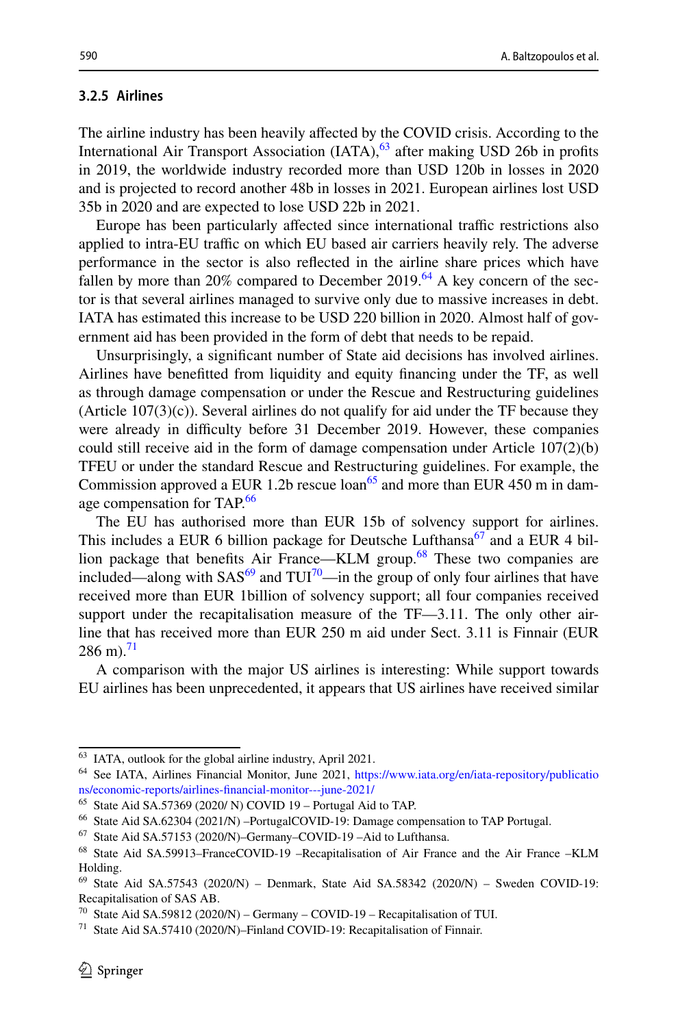### 3.2.5 Airlines

The airline industry has been heavily affected by the COVID crisis. According to the International Air Transport Association (IATA),[63] after making USD 26b in profits in 2019, the worldwide industry recorded more than USD 120b in losses in 2020 and is projected to record another 48b in losses in 2021. European airlines lost USD 35b in 2020 and are expected to lose USD 22b in 2021.

Europe has been particularly affected since international traffic restrictions also applied to intra-EU traffic on which EU based air carriers heavily rely. The adverse performance in the sector is also reflected in the airline share prices which have fallen by more than 20% compared to December 2019.[64] A key concern of the sector is that several airlines managed to survive only due to massive increases in debt. IATA has estimated this increase to be USD 220 billion in 2020. Almost half of government aid has been provided in the form of debt that needs to be repaid.

Unsurprisingly, a significant number of State aid decisions has involved airlines. Airlines have benefitted from liquidity and equity financing under the TF, as well as through damage compensation or under the Rescue and Restructuring guidelines (Article 107(3)(c)). Several airlines do not qualify for aid under the TF because they were already in difficulty before 31 December 2019. However, these companies could still receive aid in the form of damage compensation under Article 107(2)(b) TFEU or under the standard Rescue and Restructuring guidelines. For example, the Commission approved a EUR 1.2b rescue loan[65] and more than EUR 450 m in damage compensation for TAP.[66]

The EU has authorised more than EUR 15b of solvency support for airlines. This includes a EUR 6 billion package for Deutsche Lufthansa[67] and a EUR 4 billion package that benefits Air France—KLM group.[68] These two companies are included—along with SAS[69] and TUI[70]—in the group of only four airlines that have received more than EUR 1billion of solvency support; all four companies received support under the recapitalisation measure of the TF—3.11. The only other airline that has received more than EUR 250 m aid under Sect. 3.11 is Finnair (EUR 286 m).[71]

A comparison with the major US airlines is interesting: While support towards EU airlines has been unprecedented, it appears that US airlines have received similar

---

[63] IATA, outlook for the global airline industry, April 2021.

[64] See IATA, Airlines Financial Monitor, June 2021, https://www.iata.org/en/iata-repository/publications/economic-reports/airlines-financial-monitor---june-2021/

[65] State Aid SA.57369 (2020/ N) COVID 19 – Portugal Aid to TAP.

[66] State Aid SA.62304 (2021/N) –PortugalCOVID-19: Damage compensation to TAP Portugal.

[67] State Aid SA.57153 (2020/N)–Germany–COVID-19 –Aid to Lufthansa.

[68] State Aid SA.59913–FranceCOVID-19 –Recapitalisation of Air France and the Air France –KLM Holding.

[69] State Aid SA.57543 (2020/N) – Denmark, State Aid SA.58342 (2020/N) – Sweden COVID-19: Recapitalisation of SAS AB.

[70] State Aid SA.59812 (2020/N) – Germany – COVID-19 – Recapitalisation of TUI.

[71] State Aid SA.57410 (2020/N)–Finland COVID-19: Recapitalisation of Finnair.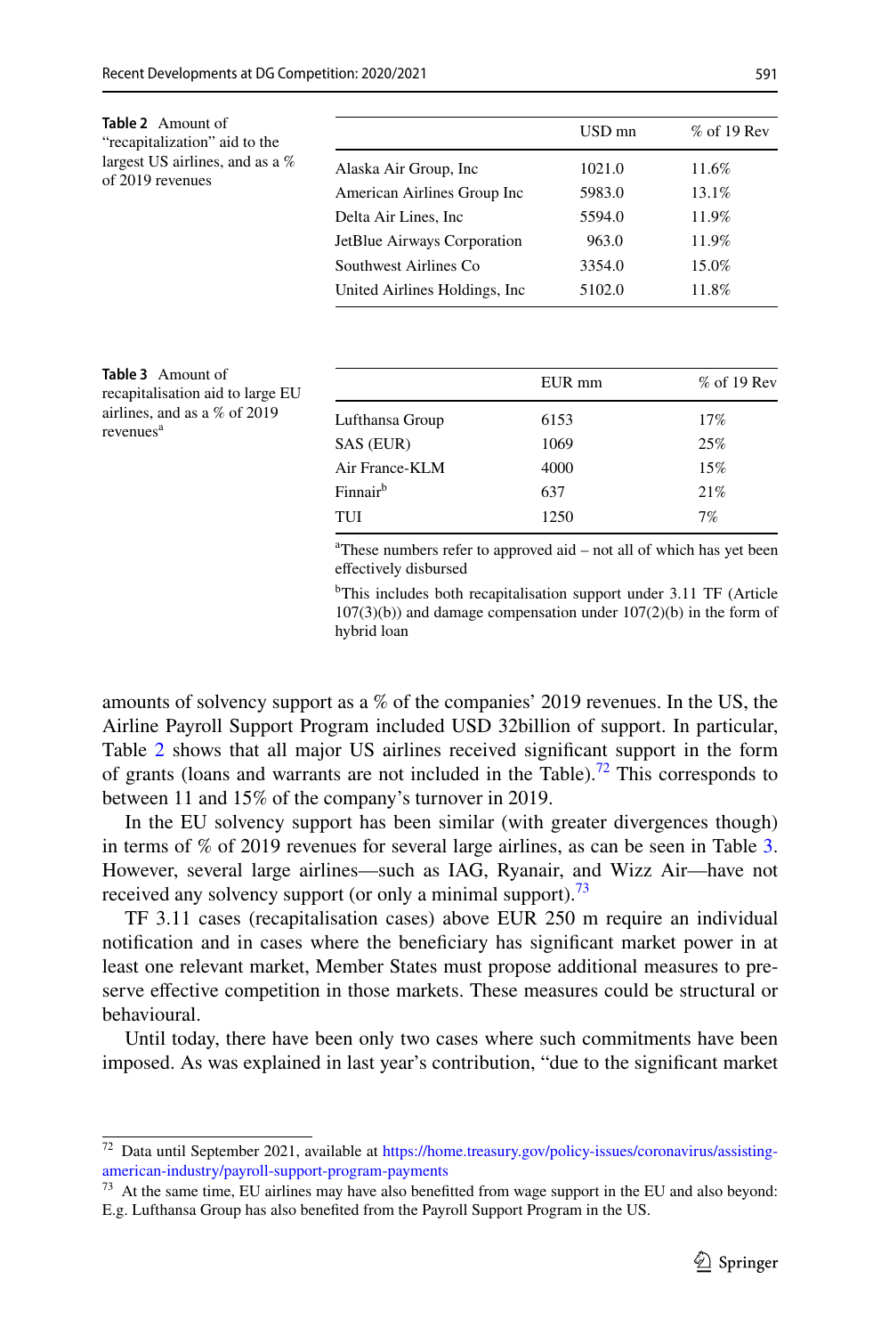**Table 2** Amount of "recapitalization" aid to the largest US airlines, and as a % of 2019 revenues

| | USD mn | % of 19 Rev |
|---|---|---|
| Alaska Air Group, Inc | 1021.0 | 11.6% |
| American Airlines Group Inc | 5983.0 | 13.1% |
| Delta Air Lines, Inc | 5594.0 | 11.9% |
| JetBlue Airways Corporation | 963.0 | 11.9% |
| Southwest Airlines Co | 3354.0 | 15.0% |
| United Airlines Holdings, Inc | 5102.0 | 11.8% |

**Table 3** Amount of recapitalisation aid to large EU airlines, and as a % of 2019 revenues[a]

| | EUR mm | % of 19 Rev |
|---|---|---|
| Lufthansa Group | 6153 | 17% |
| SAS (EUR) | 1069 | 25% |
| Air France-KLM | 4000 | 15% |
| Finnair[b] | 637 | 21% |
| TUI | 1250 | 7% |

[a]These numbers refer to approved aid – not all of which has yet been effectively disbursed

[b]This includes both recapitalisation support under 3.11 TF (Article 107(3)(b)) and damage compensation under 107(2)(b) in the form of hybrid loan

amounts of solvency support as a % of the companies' 2019 revenues. In the US, the Airline Payroll Support Program included USD 32billion of support. In particular, Table 2 shows that all major US airlines received significant support in the form of grants (loans and warrants are not included in the Table).[72] This corresponds to between 11 and 15% of the company's turnover in 2019.

In the EU solvency support has been similar (with greater divergences though) in terms of % of 2019 revenues for several large airlines, as can be seen in Table 3. However, several large airlines—such as IAG, Ryanair, and Wizz Air—have not received any solvency support (or only a minimal support).[73]

TF 3.11 cases (recapitalisation cases) above EUR 250 m require an individual notification and in cases where the beneficiary has significant market power in at least one relevant market, Member States must propose additional measures to preserve effective competition in those markets. These measures could be structural or behavioural.

Until today, there have been only two cases where such commitments have been imposed. As was explained in last year's contribution, "due to the significant market

[72] Data until September 2021, available at https://home.treasury.gov/policy-issues/coronavirus/assisting-american-industry/payroll-support-program-payments

[73] At the same time, EU airlines may have also benefitted from wage support in the EU and also beyond: E.g. Lufthansa Group has also benefited from the Payroll Support Program in the US.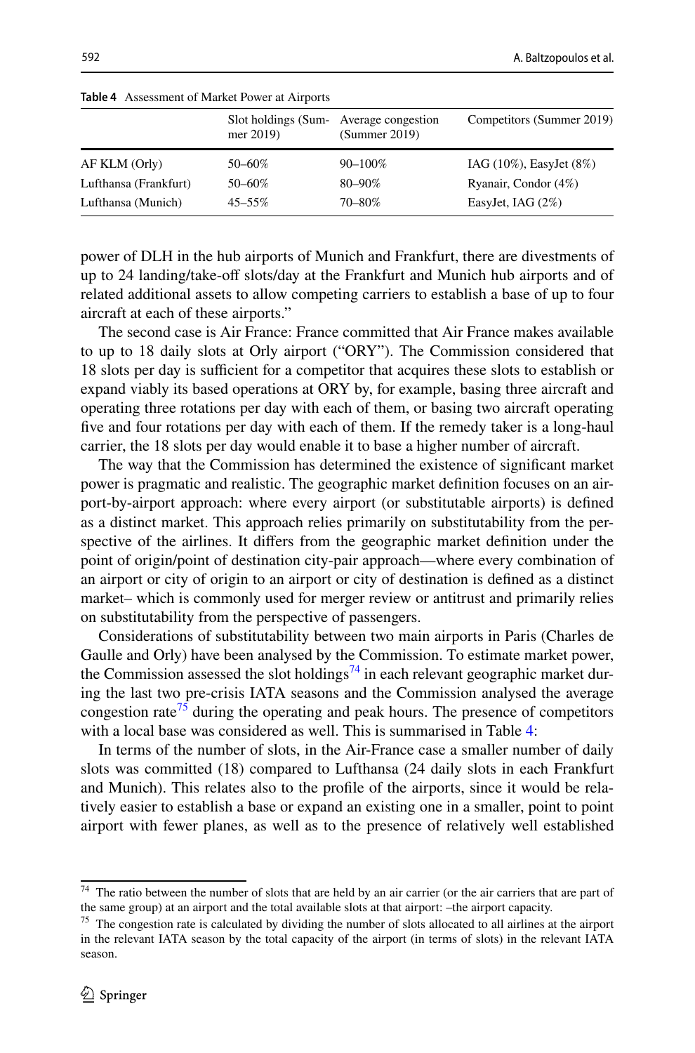**Table 4** Assessment of Market Power at Airports

| | Slot holdings (Summer 2019) | Average congestion (Summer 2019) | Competitors (Summer 2019) |
|---|---|---|---|
| AF KLM (Orly) | 50–60% | 90–100% | IAG (10%), EasyJet (8%) |
| Lufthansa (Frankfurt) | 50–60% | 80–90% | Ryanair, Condor (4%) |
| Lufthansa (Munich) | 45–55% | 70–80% | EasyJet, IAG (2%) |

power of DLH in the hub airports of Munich and Frankfurt, there are divestments of up to 24 landing/take-off slots/day at the Frankfurt and Munich hub airports and of related additional assets to allow competing carriers to establish a base of up to four aircraft at each of these airports."

The second case is Air France: France committed that Air France makes available to up to 18 daily slots at Orly airport ("ORY"). The Commission considered that 18 slots per day is sufficient for a competitor that acquires these slots to establish or expand viably its based operations at ORY by, for example, basing three aircraft and operating three rotations per day with each of them, or basing two aircraft operating five and four rotations per day with each of them. If the remedy taker is a long-haul carrier, the 18 slots per day would enable it to base a higher number of aircraft.

The way that the Commission has determined the existence of significant market power is pragmatic and realistic. The geographic market definition focuses on an airport-by-airport approach: where every airport (or substitutable airports) is defined as a distinct market. This approach relies primarily on substitutability from the perspective of the airlines. It differs from the geographic market definition under the point of origin/point of destination city-pair approach—where every combination of an airport or city of origin to an airport or city of destination is defined as a distinct market– which is commonly used for merger review or antitrust and primarily relies on substitutability from the perspective of passengers.

Considerations of substitutability between two main airports in Paris (Charles de Gaulle and Orly) have been analysed by the Commission. To estimate market power, the Commission assessed the slot holdings[74] in each relevant geographic market during the last two pre-crisis IATA seasons and the Commission analysed the average congestion rate[75] during the operating and peak hours. The presence of competitors with a local base was considered as well. This is summarised in Table 4:

In terms of the number of slots, in the Air-France case a smaller number of daily slots was committed (18) compared to Lufthansa (24 daily slots in each Frankfurt and Munich). This relates also to the profile of the airports, since it would be relatively easier to establish a base or expand an existing one in a smaller, point to point airport with fewer planes, as well as to the presence of relatively well established

[74] The ratio between the number of slots that are held by an air carrier (or the air carriers that are part of the same group) at an airport and the total available slots at that airport: –the airport capacity.

[75] The congestion rate is calculated by dividing the number of slots allocated to all airlines at the airport in the relevant IATA season by the total capacity of the airport (in terms of slots) in the relevant IATA season.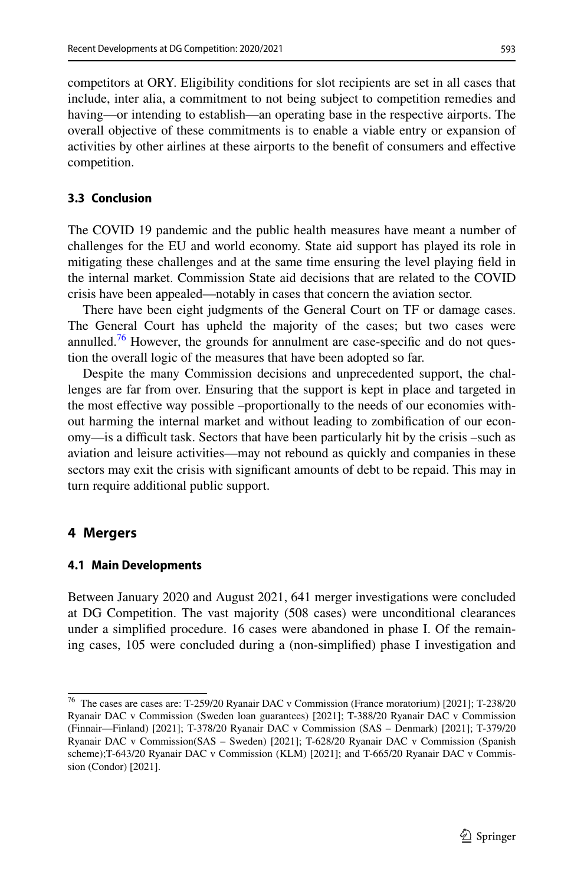competitors at ORY. Eligibility conditions for slot recipients are set in all cases that include, inter alia, a commitment to not being subject to competition remedies and having—or intending to establish—an operating base in the respective airports. The overall objective of these commitments is to enable a viable entry or expansion of activities by other airlines at these airports to the benefit of consumers and effective competition.

### 3.3 Conclusion

The COVID 19 pandemic and the public health measures have meant a number of challenges for the EU and world economy. State aid support has played its role in mitigating these challenges and at the same time ensuring the level playing field in the internal market. Commission State aid decisions that are related to the COVID crisis have been appealed—notably in cases that concern the aviation sector.

There have been eight judgments of the General Court on TF or damage cases. The General Court has upheld the majority of the cases; but two cases were annulled.[76] However, the grounds for annulment are case-specific and do not question the overall logic of the measures that have been adopted so far.

Despite the many Commission decisions and unprecedented support, the challenges are far from over. Ensuring that the support is kept in place and targeted in the most effective way possible –proportionally to the needs of our economies without harming the internal market and without leading to zombification of our economy—is a difficult task. Sectors that have been particularly hit by the crisis –such as aviation and leisure activities—may not rebound as quickly and companies in these sectors may exit the crisis with significant amounts of debt to be repaid. This may in turn require additional public support.

## 4 Mergers

### 4.1 Main Developments

Between January 2020 and August 2021, 641 merger investigations were concluded at DG Competition. The vast majority (508 cases) were unconditional clearances under a simplified procedure. 16 cases were abandoned in phase I. Of the remaining cases, 105 were concluded during a (non-simplified) phase I investigation and

---

[76] The cases are cases are: T-259/20 Ryanair DAC v Commission (France moratorium) [2021]; T-238/20 Ryanair DAC v Commission (Sweden loan guarantees) [2021]; T-388/20 Ryanair DAC v Commission (Finnair—Finland) [2021]; T-378/20 Ryanair DAC v Commission (SAS – Denmark) [2021]; T-379/20 Ryanair DAC v Commission(SAS – Sweden) [2021]; T-628/20 Ryanair DAC v Commission (Spanish scheme);T-643/20 Ryanair DAC v Commission (KLM) [2021]; and T-665/20 Ryanair DAC v Commission (Condor) [2021].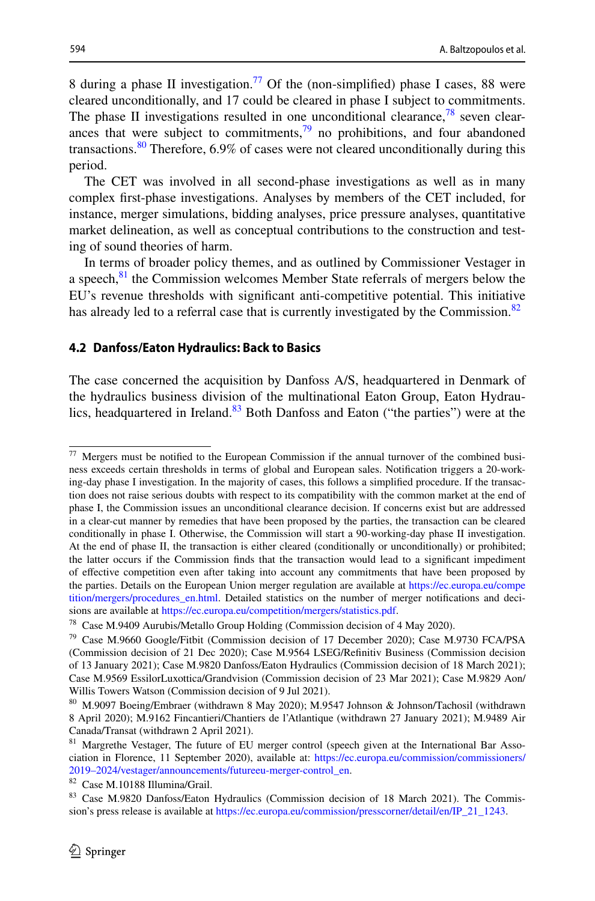8 during a phase II investigation.[77] Of the (non-simplified) phase I cases, 88 were cleared unconditionally, and 17 could be cleared in phase I subject to commitments. The phase II investigations resulted in one unconditional clearance,[78] seven clearances that were subject to commitments,[79] no prohibitions, and four abandoned transactions.[80] Therefore, 6.9% of cases were not cleared unconditionally during this period.

The CET was involved in all second-phase investigations as well as in many complex first-phase investigations. Analyses by members of the CET included, for instance, merger simulations, bidding analyses, price pressure analyses, quantitative market delineation, as well as conceptual contributions to the construction and testing of sound theories of harm.

In terms of broader policy themes, and as outlined by Commissioner Vestager in a speech,[81] the Commission welcomes Member State referrals of mergers below the EU's revenue thresholds with significant anti-competitive potential. This initiative has already led to a referral case that is currently investigated by the Commission.[82]

### 4.2 Danfoss/Eaton Hydraulics: Back to Basics

The case concerned the acquisition by Danfoss A/S, headquartered in Denmark of the hydraulics business division of the multinational Eaton Group, Eaton Hydraulics, headquartered in Ireland.[83] Both Danfoss and Eaton ("the parties") were at the

---

[77] Mergers must be notified to the European Commission if the annual turnover of the combined business exceeds certain thresholds in terms of global and European sales. Notification triggers a 20-working-day phase I investigation. In the majority of cases, this follows a simplified procedure. If the transaction does not raise serious doubts with respect to its compatibility with the common market at the end of phase I, the Commission issues an unconditional clearance decision. If concerns exist but are addressed in a clear-cut manner by remedies that have been proposed by the parties, the transaction can be cleared conditionally in phase I. Otherwise, the Commission will start a 90-working-day phase II investigation. At the end of phase II, the transaction is either cleared (conditionally or unconditionally) or prohibited; the latter occurs if the Commission finds that the transaction would lead to a significant impediment of effective competition even after taking into account any commitments that have been proposed by the parties. Details on the European Union merger regulation are available at https://ec.europa.eu/competition/mergers/procedures_en.html. Detailed statistics on the number of merger notifications and decisions are available at https://ec.europa.eu/competition/mergers/statistics.pdf.

[78] Case M.9409 Aurubis/Metallo Group Holding (Commission decision of 4 May 2020).

[79] Case M.9660 Google/Fitbit (Commission decision of 17 December 2020); Case M.9730 FCA/PSA (Commission decision of 21 Dec 2020); Case M.9564 LSEG/Refinitiv Business (Commission decision of 13 January 2021); Case M.9820 Danfoss/Eaton Hydraulics (Commission decision of 18 March 2021); Case M.9569 EssilorLuxottica/Grandvision (Commission decision of 23 Mar 2021); Case M.9829 Aon/Willis Towers Watson (Commission decision of 9 Jul 2021).

[80] M.9097 Boeing/Embraer (withdrawn 8 May 2020); M.9547 Johnson & Johnson/Tachosil (withdrawn 8 April 2020); M.9162 Fincantieri/Chantiers de l'Atlantique (withdrawn 27 January 2021); M.9489 Air Canada/Transat (withdrawn 2 April 2021).

[81] Margrethe Vestager, The future of EU merger control (speech given at the International Bar Association in Florence, 11 September 2020), available at: https://ec.europa.eu/commission/commissioners/2019–2024/vestager/announcements/futureeu-merger-control_en.

[82] Case M.10188 Illumina/Grail.

[83] Case M.9820 Danfoss/Eaton Hydraulics (Commission decision of 18 March 2021). The Commission's press release is available at https://ec.europa.eu/commission/presscorner/detail/en/IP_21_1243.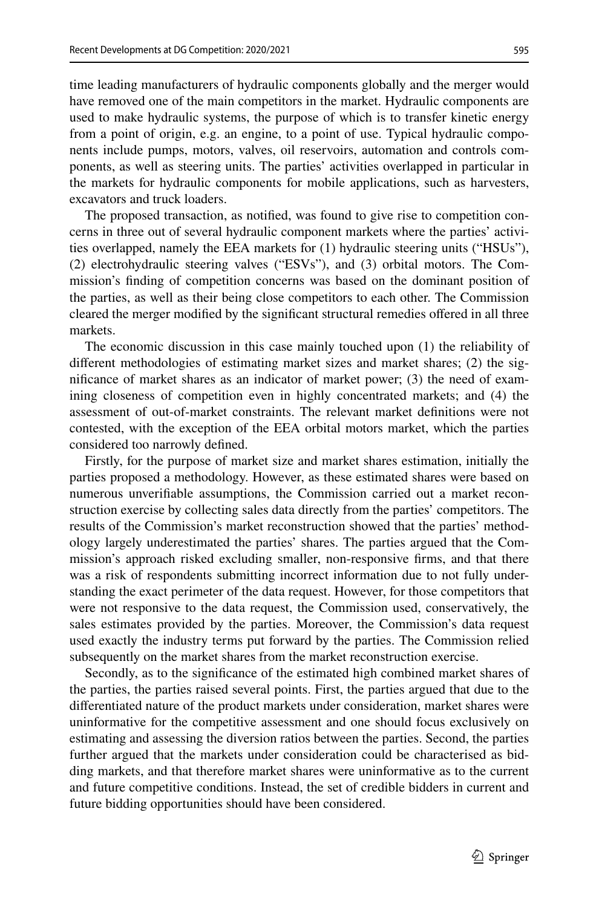time leading manufacturers of hydraulic components globally and the merger would have removed one of the main competitors in the market. Hydraulic components are used to make hydraulic systems, the purpose of which is to transfer kinetic energy from a point of origin, e.g. an engine, to a point of use. Typical hydraulic components include pumps, motors, valves, oil reservoirs, automation and controls components, as well as steering units. The parties' activities overlapped in particular in the markets for hydraulic components for mobile applications, such as harvesters, excavators and truck loaders.

The proposed transaction, as notified, was found to give rise to competition concerns in three out of several hydraulic component markets where the parties' activities overlapped, namely the EEA markets for (1) hydraulic steering units ("HSUs"), (2) electrohydraulic steering valves ("ESVs"), and (3) orbital motors. The Commission's finding of competition concerns was based on the dominant position of the parties, as well as their being close competitors to each other. The Commission cleared the merger modified by the significant structural remedies offered in all three markets.

The economic discussion in this case mainly touched upon (1) the reliability of different methodologies of estimating market sizes and market shares; (2) the significance of market shares as an indicator of market power; (3) the need of examining closeness of competition even in highly concentrated markets; and (4) the assessment of out-of-market constraints. The relevant market definitions were not contested, with the exception of the EEA orbital motors market, which the parties considered too narrowly defined.

Firstly, for the purpose of market size and market shares estimation, initially the parties proposed a methodology. However, as these estimated shares were based on numerous unverifiable assumptions, the Commission carried out a market reconstruction exercise by collecting sales data directly from the parties' competitors. The results of the Commission's market reconstruction showed that the parties' methodology largely underestimated the parties' shares. The parties argued that the Commission's approach risked excluding smaller, non-responsive firms, and that there was a risk of respondents submitting incorrect information due to not fully understanding the exact perimeter of the data request. However, for those competitors that were not responsive to the data request, the Commission used, conservatively, the sales estimates provided by the parties. Moreover, the Commission's data request used exactly the industry terms put forward by the parties. The Commission relied subsequently on the market shares from the market reconstruction exercise.

Secondly, as to the significance of the estimated high combined market shares of the parties, the parties raised several points. First, the parties argued that due to the differentiated nature of the product markets under consideration, market shares were uninformative for the competitive assessment and one should focus exclusively on estimating and assessing the diversion ratios between the parties. Second, the parties further argued that the markets under consideration could be characterised as bidding markets, and that therefore market shares were uninformative as to the current and future competitive conditions. Instead, the set of credible bidders in current and future bidding opportunities should have been considered.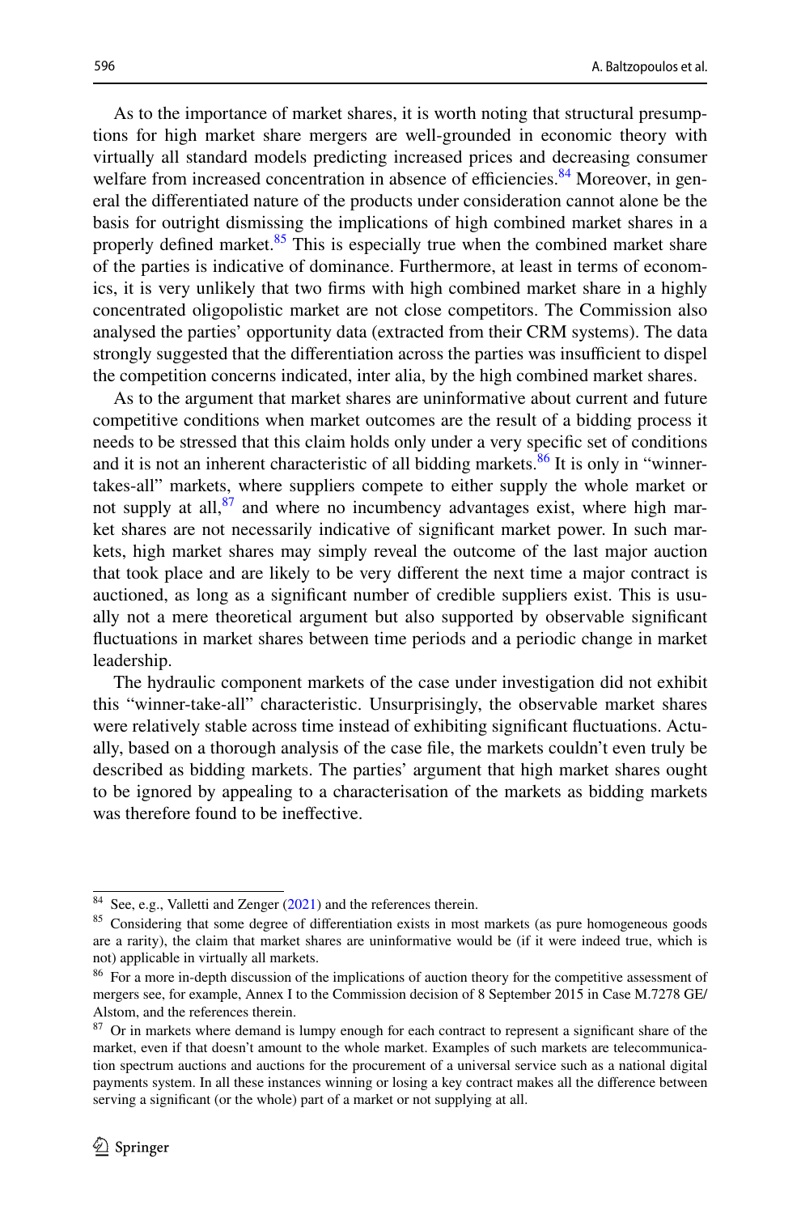As to the importance of market shares, it is worth noting that structural presumptions for high market share mergers are well-grounded in economic theory with virtually all standard models predicting increased prices and decreasing consumer welfare from increased concentration in absence of efficiencies.[84] Moreover, in general the differentiated nature of the products under consideration cannot alone be the basis for outright dismissing the implications of high combined market shares in a properly defined market.[85] This is especially true when the combined market share of the parties is indicative of dominance. Furthermore, at least in terms of economics, it is very unlikely that two firms with high combined market share in a highly concentrated oligopolistic market are not close competitors. The Commission also analysed the parties' opportunity data (extracted from their CRM systems). The data strongly suggested that the differentiation across the parties was insufficient to dispel the competition concerns indicated, inter alia, by the high combined market shares.

As to the argument that market shares are uninformative about current and future competitive conditions when market outcomes are the result of a bidding process it needs to be stressed that this claim holds only under a very specific set of conditions and it is not an inherent characteristic of all bidding markets.[86] It is only in "winner-takes-all" markets, where suppliers compete to either supply the whole market or not supply at all,[87] and where no incumbency advantages exist, where high market shares are not necessarily indicative of significant market power. In such markets, high market shares may simply reveal the outcome of the last major auction that took place and are likely to be very different the next time a major contract is auctioned, as long as a significant number of credible suppliers exist. This is usually not a mere theoretical argument but also supported by observable significant fluctuations in market shares between time periods and a periodic change in market leadership.

The hydraulic component markets of the case under investigation did not exhibit this "winner-take-all" characteristic. Unsurprisingly, the observable market shares were relatively stable across time instead of exhibiting significant fluctuations. Actually, based on a thorough analysis of the case file, the markets couldn't even truly be described as bidding markets. The parties' argument that high market shares ought to be ignored by appealing to a characterisation of the markets as bidding markets was therefore found to be ineffective.

---

[84] See, e.g., Valletti and Zenger (2021) and the references therein.

[85] Considering that some degree of differentiation exists in most markets (as pure homogeneous goods are a rarity), the claim that market shares are uninformative would be (if it were indeed true, which is not) applicable in virtually all markets.

[86] For a more in-depth discussion of the implications of auction theory for the competitive assessment of mergers see, for example, Annex I to the Commission decision of 8 September 2015 in Case M.7278 GE/Alstom, and the references therein.

[87] Or in markets where demand is lumpy enough for each contract to represent a significant share of the market, even if that doesn't amount to the whole market. Examples of such markets are telecommunication spectrum auctions and auctions for the procurement of a universal service such as a national digital payments system. In all these instances winning or losing a key contract makes all the difference between serving a significant (or the whole) part of a market or not supplying at all.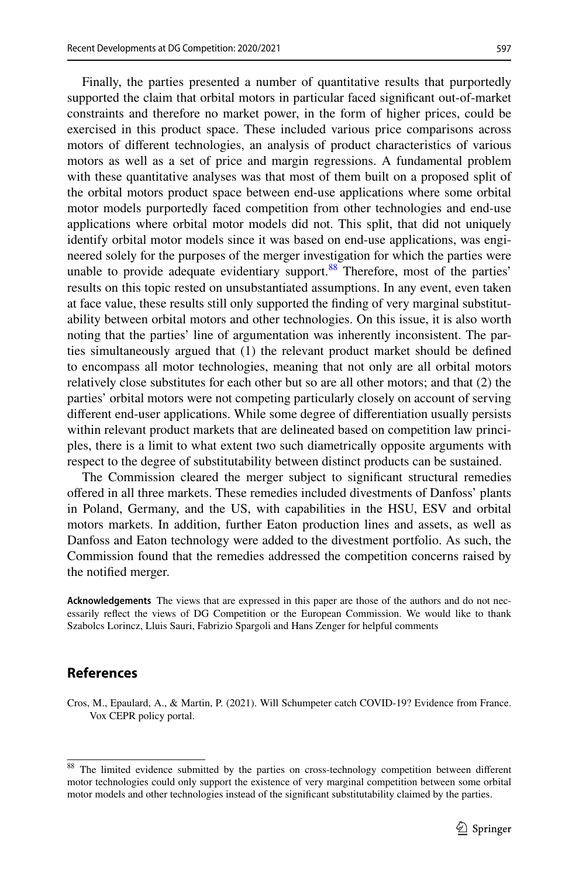Finally, the parties presented a number of quantitative results that purportedly supported the claim that orbital motors in particular faced significant out-of-market constraints and therefore no market power, in the form of higher prices, could be exercised in this product space. These included various price comparisons across motors of different technologies, an analysis of product characteristics of various motors as well as a set of price and margin regressions. A fundamental problem with these quantitative analyses was that most of them built on a proposed split of the orbital motors product space between end-use applications where some orbital motor models purportedly faced competition from other technologies and end-use applications where orbital motor models did not. This split, that did not uniquely identify orbital motor models since it was based on end-use applications, was engineered solely for the purposes of the merger investigation for which the parties were unable to provide adequate evidentiary support.[88] Therefore, most of the parties' results on this topic rested on unsubstantiated assumptions. In any event, even taken at face value, these results still only supported the finding of very marginal substitutability between orbital motors and other technologies. On this issue, it is also worth noting that the parties' line of argumentation was inherently inconsistent. The parties simultaneously argued that (1) the relevant product market should be defined to encompass all motor technologies, meaning that not only are all orbital motors relatively close substitutes for each other but so are all other motors; and that (2) the parties' orbital motors were not competing particularly closely on account of serving different end-user applications. While some degree of differentiation usually persists within relevant product markets that are delineated based on competition law principles, there is a limit to what extent two such diametrically opposite arguments with respect to the degree of substitutability between distinct products can be sustained.

The Commission cleared the merger subject to significant structural remedies offered in all three markets. These remedies included divestments of Danfoss' plants in Poland, Germany, and the US, with capabilities in the HSU, ESV and orbital motors markets. In addition, further Eaton production lines and assets, as well as Danfoss and Eaton technology were added to the divestment portfolio. As such, the Commission found that the remedies addressed the competition concerns raised by the notified merger.

**Acknowledgements** The views that are expressed in this paper are those of the authors and do not necessarily reflect the views of DG Competition or the European Commission. We would like to thank Szabolcs Lorincz, Lluis Sauri, Fabrizio Spargoli and Hans Zenger for helpful comments

## References

Cros, M., Epaulard, A., & Martin, P. (2021). Will Schumpeter catch COVID-19? Evidence from France. Vox CEPR policy portal.

---

[88] The limited evidence submitted by the parties on cross-technology competition between different motor technologies could only support the existence of very marginal competition between some orbital motor models and other technologies instead of the significant substitutability claimed by the parties.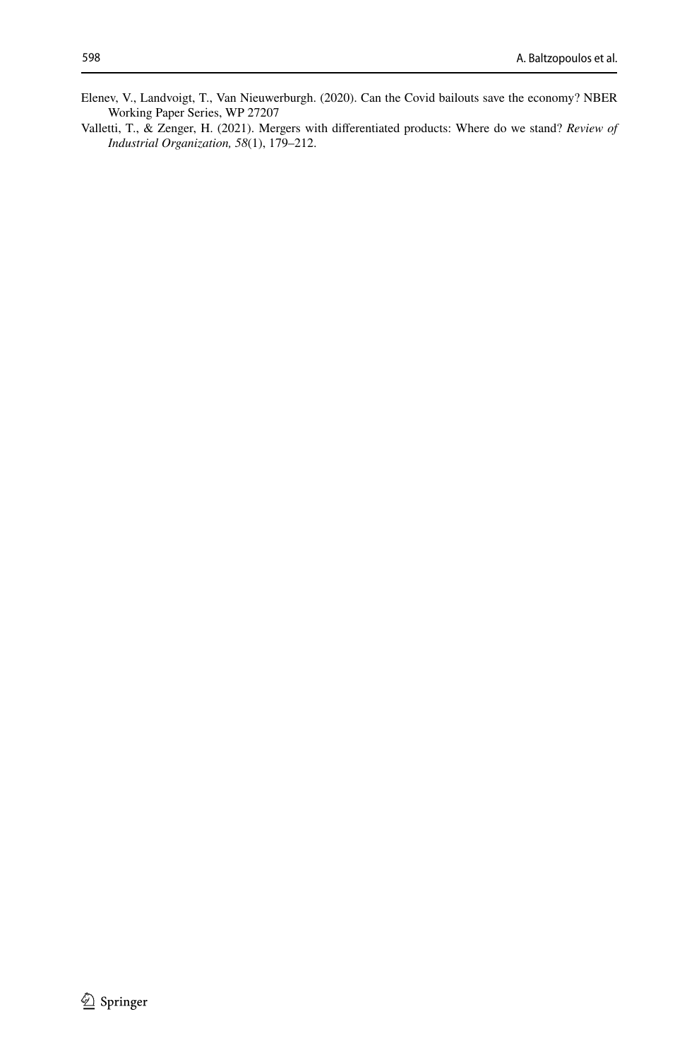Elenev, V., Landvoigt, T., Van Nieuwerburgh. (2020). Can the Covid bailouts save the economy? NBER Working Paper Series, WP 27207

Valletti, T., & Zenger, H. (2021). Mergers with differentiated products: Where do we stand? *Review of Industrial Organization, 58*(1), 179–212.